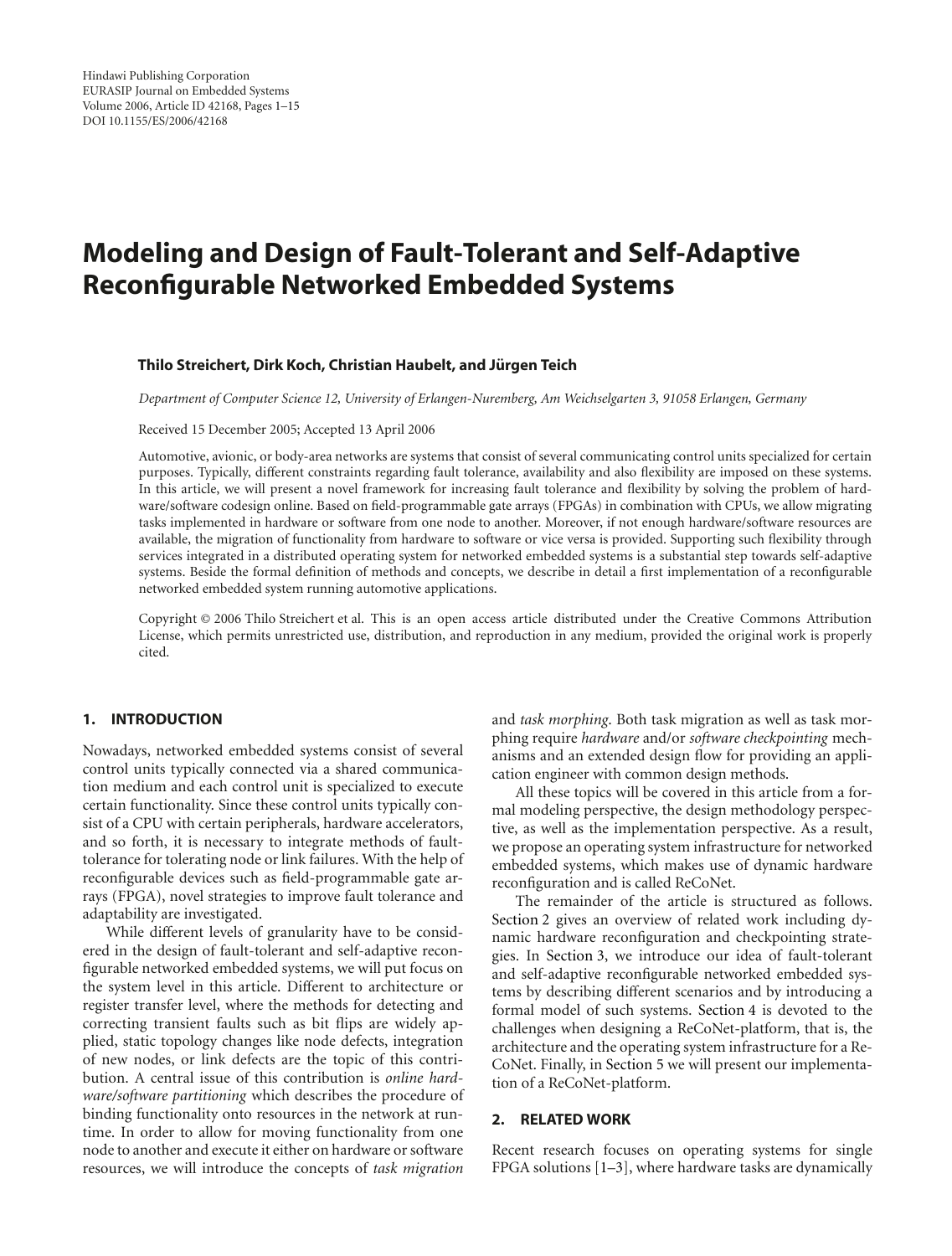Hindawi Publishing Corporation
EURASIP Journal on Embedded Systems
Volume 2006, Article ID 42168, Pages 1–15
DOI 10.1155/ES/2006/42168

# Modeling and Design of Fault-Tolerant and Self-Adaptive Reconfigurable Networked Embedded Systems

**Thilo Streichert, Dirk Koch, Christian Haubelt, and Jürgen Teich**

*Department of Computer Science 12, University of Erlangen-Nuremberg, Am Weichselgarten 3, 91058 Erlangen, Germany*

Received 15 December 2005; Accepted 13 April 2006

Automotive, avionic, or body-area networks are systems that consist of several communicating control units specialized for certain purposes. Typically, different constraints regarding fault tolerance, availability and also flexibility are imposed on these systems. In this article, we will present a novel framework for increasing fault tolerance and flexibility by solving the problem of hardware/software codesign online. Based on field-programmable gate arrays (FPGAs) in combination with CPUs, we allow migrating tasks implemented in hardware or software from one node to another. Moreover, if not enough hardware/software resources are available, the migration of functionality from hardware to software or vice versa is provided. Supporting such flexibility through services integrated in a distributed operating system for networked embedded systems is a substantial step towards self-adaptive systems. Beside the formal definition of methods and concepts, we describe in detail a first implementation of a reconfigurable networked embedded system running automotive applications.

Copyright © 2006 Thilo Streichert et al. This is an open access article distributed under the Creative Commons Attribution License, which permits unrestricted use, distribution, and reproduction in any medium, provided the original work is properly cited.

## 1. INTRODUCTION

Nowadays, networked embedded systems consist of several control units typically connected via a shared communication medium and each control unit is specialized to execute certain functionality. Since these control units typically consist of a CPU with certain peripherals, hardware accelerators, and so forth, it is necessary to integrate methods of fault-tolerance for tolerating node or link failures. With the help of reconfigurable devices such as field-programmable gate arrays (FPGA), novel strategies to improve fault tolerance and adaptability are investigated.

While different levels of granularity have to be considered in the design of fault-tolerant and self-adaptive reconfigurable networked embedded systems, we will put focus on the system level in this article. Different to architecture or register transfer level, where the methods for detecting and correcting transient faults such as bit flips are widely applied, static topology changes like node defects, integration of new nodes, or link defects are the topic of this contribution. A central issue of this contribution is *online hardware/software partitioning* which describes the procedure of binding functionality onto resources in the network at runtime. In order to allow for moving functionality from one node to another and execute it either on hardware or software resources, we will introduce the concepts of *task migration* and *task morphing*. Both task migration as well as task morphing require *hardware* and/or *software checkpointing* mechanisms and an extended design flow for providing an application engineer with common design methods.

All these topics will be covered in this article from a formal modeling perspective, the design methodology perspective, as well as the implementation perspective. As a result, we propose an operating system infrastructure for networked embedded systems, which makes use of dynamic hardware reconfiguration and is called ReCoNet.

The remainder of the article is structured as follows. Section 2 gives an overview of related work including dynamic hardware reconfiguration and checkpointing strategies. In Section 3, we introduce our idea of fault-tolerant and self-adaptive reconfigurable networked embedded systems by describing different scenarios and by introducing a formal model of such systems. Section 4 is devoted to the challenges when designing a ReCoNet-platform, that is, the architecture and the operating system infrastructure for a ReCoNet. Finally, in Section 5 we will present our implementation of a ReCoNet-platform.

## 2. RELATED WORK

Recent research focuses on operating systems for single FPGA solutions [1–3], where hardware tasks are dynamically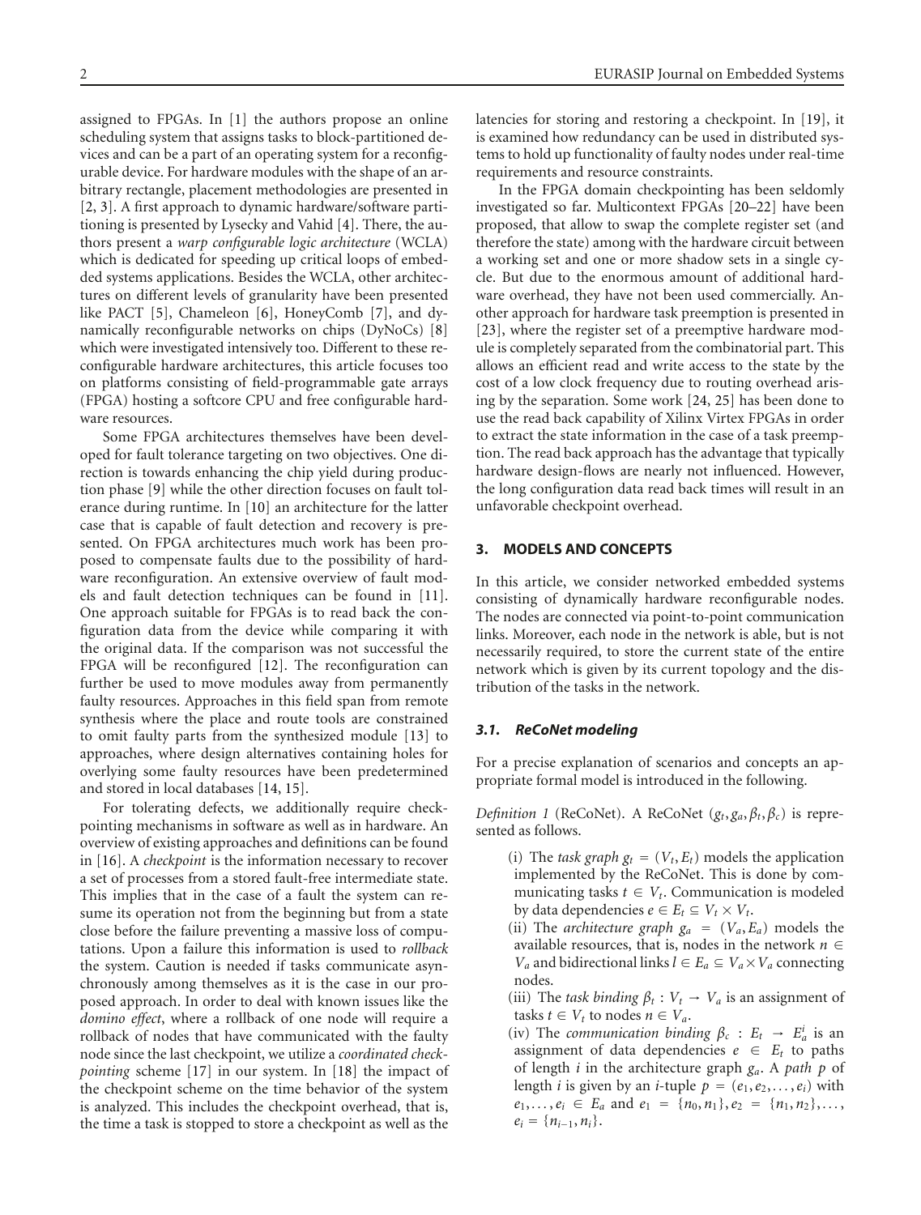assigned to FPGAs. In [1] the authors propose an online scheduling system that assigns tasks to block-partitioned devices and can be a part of an operating system for a reconfigurable device. For hardware modules with the shape of an arbitrary rectangle, placement methodologies are presented in [2, 3]. A first approach to dynamic hardware/software partitioning is presented by Lysecky and Vahid [4]. There, the authors present a *warp configurable logic architecture* (WCLA) which is dedicated for speeding up critical loops of embedded systems applications. Besides the WCLA, other architectures on different levels of granularity have been presented like PACT [5], Chameleon [6], HoneyComb [7], and dynamically reconfigurable networks on chips (DyNoCs) [8] which were investigated intensively too. Different to these reconfigurable hardware architectures, this article focuses too on platforms consisting of field-programmable gate arrays (FPGA) hosting a softcore CPU and free configurable hardware resources.

Some FPGA architectures themselves have been developed for fault tolerance targeting on two objectives. One direction is towards enhancing the chip yield during production phase [9] while the other direction focuses on fault tolerance during runtime. In [10] an architecture for the latter case that is capable of fault detection and recovery is presented. On FPGA architectures much work has been proposed to compensate faults due to the possibility of hardware reconfiguration. An extensive overview of fault models and fault detection techniques can be found in [11]. One approach suitable for FPGAs is to read back the configuration data from the device while comparing it with the original data. If the comparison was not successful the FPGA will be reconfigured [12]. The reconfiguration can further be used to move modules away from permanently faulty resources. Approaches in this field span from remote synthesis where the place and route tools are constrained to omit faulty parts from the synthesized module [13] to approaches, where design alternatives containing holes for overlying some faulty resources have been predetermined and stored in local databases [14, 15].

For tolerating defects, we additionally require checkpointing mechanisms in software as well as in hardware. An overview of existing approaches and definitions can be found in [16]. A *checkpoint* is the information necessary to recover a set of processes from a stored fault-free intermediate state. This implies that in the case of a fault the system can resume its operation not from the beginning but from a state close before the failure preventing a massive loss of computations. Upon a failure this information is used to *rollback* the system. Caution is needed if tasks communicate asynchronously among themselves as it is the case in our proposed approach. In order to deal with known issues like the *domino effect*, where a rollback of one node will require a rollback of nodes that have communicated with the faulty node since the last checkpoint, we utilize a *coordinated checkpointing* scheme [17] in our system. In [18] the impact of the checkpoint scheme on the time behavior of the system is analyzed. This includes the checkpoint overhead, that is, the time a task is stopped to store a checkpoint as well as the latencies for storing and restoring a checkpoint. In [19], it is examined how redundancy can be used in distributed systems to hold up functionality of faulty nodes under real-time requirements and resource constraints.

In the FPGA domain checkpointing has been seldomly investigated so far. Multicontext FPGAs [20–22] have been proposed, that allow to swap the complete register set (and therefore the state) among with the hardware circuit between a working set and one or more shadow sets in a single cycle. But due to the enormous amount of additional hardware overhead, they have not been used commercially. Another approach for hardware task preemption is presented in [23], where the register set of a preemptive hardware module is completely separated from the combinatorial part. This allows an efficient read and write access to the state by the cost of a low clock frequency due to routing overhead arising by the separation. Some work [24, 25] has been done to use the read back capability of Xilinx Virtex FPGAs in order to extract the state information in the case of a task preemption. The read back approach has the advantage that typically hardware design-flows are nearly not influenced. However, the long configuration data read back times will result in an unfavorable checkpoint overhead.

## 3. MODELS AND CONCEPTS

In this article, we consider networked embedded systems consisting of dynamically hardware reconfigurable nodes. The nodes are connected via point-to-point communication links. Moreover, each node in the network is able, but is not necessarily required, to store the current state of the entire network which is given by its current topology and the distribution of the tasks in the network.

### 3.1. ReCoNet modeling

For a precise explanation of scenarios and concepts an appropriate formal model is introduced in the following.

*Definition 1* (ReCoNet). A ReCoNet $(g_t, g_a, \beta_t, \beta_c)$ is represented as follows.

(i) The *task graph* $g_t = (V_t, E_t)$ models the application implemented by the ReCoNet. This is done by communicating tasks $t \in V_t$. Communication is modeled by data dependencies $e \in E_t \subseteq V_t \times V_t$.

(ii) The *architecture graph* $g_a = (V_a, E_a)$ models the available resources, that is, nodes in the network $n \in V_a$ and bidirectional links $l \in E_a \subseteq V_a \times V_a$ connecting nodes.

(iii) The *task binding* $\beta_t : V_t \to V_a$ is an assignment of tasks $t \in V_t$ to nodes $n \in V_a$.

(iv) The *communication binding* $\beta_c : E_t \to E_a^i$ is an assignment of data dependencies $e \in E_t$ to paths of length $i$ in the architecture graph $g_a$. A *path* $p$ of length $i$ is given by an $i$-tuple $p = (e_1, e_2, \ldots, e_i)$ with $e_1, \ldots, e_i \in E_a$ and $e_1 = \{n_0, n_1\}, e_2 = \{n_1, n_2\}, \ldots,$ $e_i = \{n_{i-1}, n_i\}$.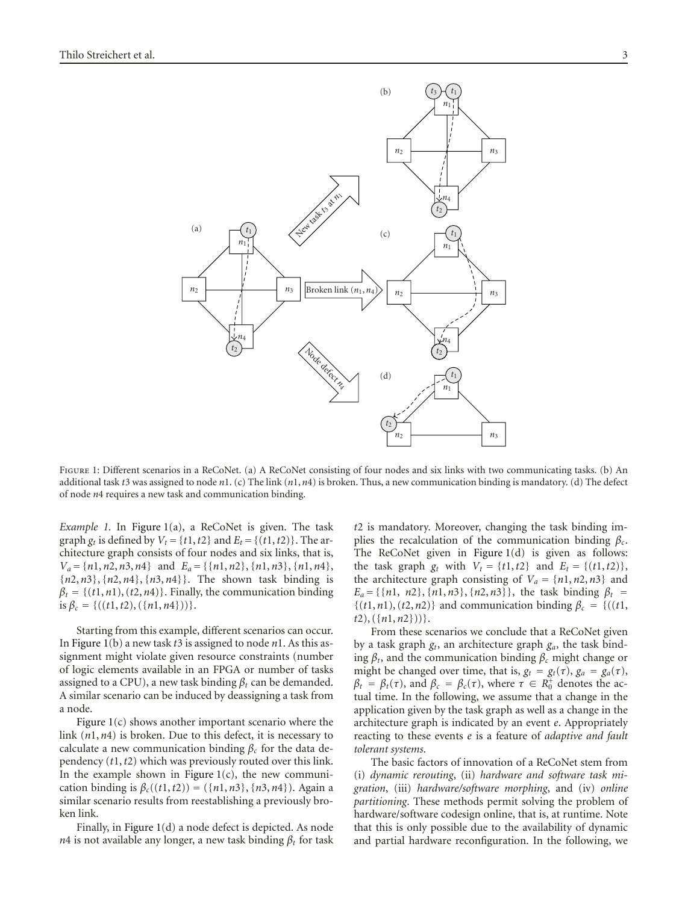Figure 1: Different scenarios in a ReCoNet. (a) A ReCoNet consisting of four nodes and six links with two communicating tasks. (b) An additional task $t3$ was assigned to node $n1$. (c) The link $(n1, n4)$ is broken. Thus, a new communication binding is mandatory. (d) The defect of node $n4$ requires a new task and communication binding.

*Example 1.* In Figure 1(a), a ReCoNet is given. The task graph $g_t$ is defined by $V_t = \{t1, t2\}$ and $E_t = \{(t1, t2)\}$. The architecture graph consists of four nodes and six links, that is, $V_a = \{n1, n2, n3, n4\}$ and $E_a = \{\{n1, n2\}, \{n1, n3\}, \{n1, n4\}, \{n2, n3\}, \{n2, n4\}, \{n3, n4\}\}$. The shown task binding is $\beta_t = \{(t1, n1), (t2, n4)\}$. Finally, the communication binding is $\beta_c = \{((t1, t2), (\{n1, n4\}))\}$.

Starting from this example, different scenarios can occur. In Figure 1(b) a new task $t3$ is assigned to node $n1$. As this assignment might violate given resource constraints (number of logic elements available in an FPGA or number of tasks assigned to a CPU), a new task binding $\beta_t$ can be demanded. A similar scenario can be induced by deassigning a task from a node.

Figure 1(c) shows another important scenario where the link $(n1, n4)$ is broken. Due to this defect, it is necessary to calculate a new communication binding $\beta_c$ for the data dependency $(t1, t2)$ which was previously routed over this link. In the example shown in Figure 1(c), the new communication binding is $\beta_c((t1, t2)) = (\{n1, n3\}, \{n3, n4\})$. Again a similar scenario results from reestablishing a previously broken link.

Finally, in Figure 1(d) a node defect is depicted. As node $n4$ is not available any longer, a new task binding $\beta_t$ for task $t2$ is mandatory. Moreover, changing the task binding implies the recalculation of the communication binding $\beta_c$. The ReCoNet given in Figure 1(d) is given as follows: the task graph $g_t$ with $V_t = \{t1, t2\}$ and $E_t = \{(t1, t2)\}$, the architecture graph consisting of $V_a = \{n1, n2, n3\}$ and $E_a = \{\{n1, n2\}, \{n1, n3\}, \{n2, n3\}\}$, the task binding $\beta_t = \{(t1, n1), (t2, n2)\}$ and communication binding $\beta_c = \{((t1, t2), (\{n1, n2\}))\}$.

From these scenarios we conclude that a ReCoNet given by a task graph $g_t$, an architecture graph $g_a$, the task binding $\beta_t$, and the communication binding $\beta_c$ might change or might be changed over time, that is, $g_t = g_t(\tau)$, $g_a = g_a(\tau)$, $\beta_t = \beta_t(\tau)$, and $\beta_c = \beta_c(\tau)$, where $\tau \in R_0^+$ denotes the actual time. In the following, we assume that a change in the application given by the task graph as well as a change in the architecture graph is indicated by an event $e$. Appropriately reacting to these events $e$ is a feature of *adaptive and fault tolerant systems*.

The basic factors of innovation of a ReCoNet stem from (i) *dynamic rerouting*, (ii) *hardware and software task migration*, (iii) *hardware/software morphing*, and (iv) *online partitioning*. These methods permit solving the problem of hardware/software codesign online, that is, at runtime. Note that this is only possible due to the availability of dynamic and partial hardware reconfiguration. In the following, we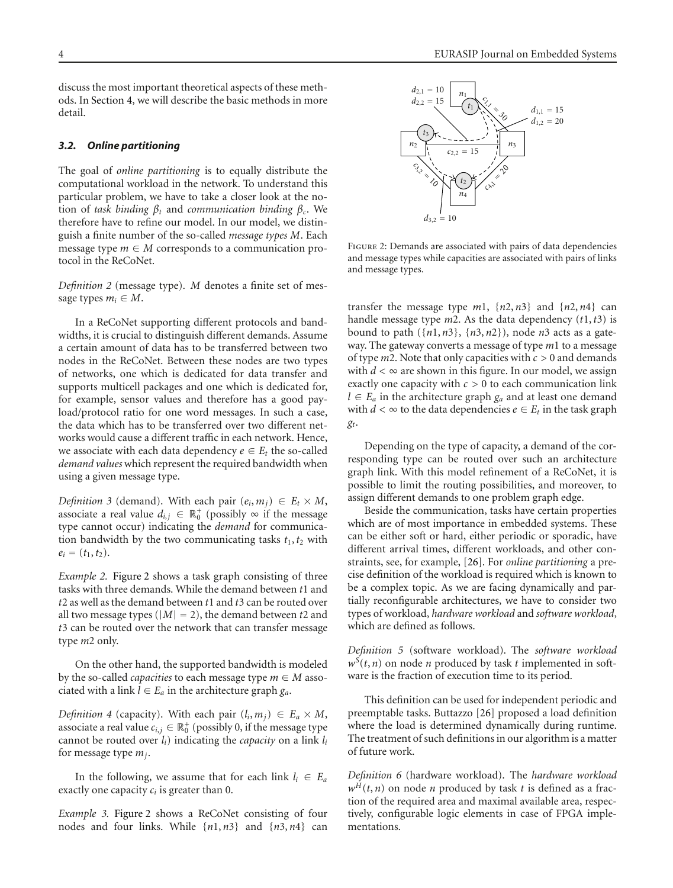discuss the most important theoretical aspects of these methods. In Section 4, we will describe the basic methods in more detail.

### 3.2. Online partitioning

The goal of *online partitioning* is to equally distribute the computational workload in the network. To understand this particular problem, we have to take a closer look at the notion of *task binding* $\beta_t$ and *communication binding* $\beta_c$. We therefore have to refine our model. In our model, we distinguish a finite number of the so-called *message types* $M$. Each message type $m \in M$ corresponds to a communication protocol in the ReCoNet.

*Definition 2* (message type). $M$ denotes a finite set of message types $m_i \in M$.

In a ReCoNet supporting different protocols and bandwidths, it is crucial to distinguish different demands. Assume a certain amount of data has to be transferred between two nodes in the ReCoNet. Between these nodes are two types of networks, one which is dedicated for data transfer and supports multicell packages and one which is dedicated for, for example, sensor values and therefore has a good payload/protocol ratio for one word messages. In such a case, the data which has to be transferred over two different networks would cause a different traffic in each network. Hence, we associate with each data dependency $e \in E_t$ the so-called *demand values* which represent the required bandwidth when using a given message type.

*Definition 3* (demand). With each pair $(e_i, m_j) \in E_t \times M$, associate a real value $d_{i,j} \in \mathbb{R}_0^+$ (possibly $\infty$ if the message type cannot occur) indicating the *demand* for communication bandwidth by the two communicating tasks $t_1, t_2$ with $e_i = (t_1, t_2)$.

*Example 2.* Figure 2 shows a task graph consisting of three tasks with three demands. While the demand between $t1$ and $t2$ as well as the demand between $t1$ and $t3$ can be routed over all two message types ($|M| = 2$), the demand between $t2$ and $t3$ can be routed over the network that can transfer message type $m2$ only.

On the other hand, the supported bandwidth is modeled by the so-called *capacities* to each message type $m \in M$ associated with a link $l \in E_a$ in the architecture graph $g_a$.

*Definition 4* (capacity). With each pair $(l_i, m_j) \in E_a \times M$, associate a real value $c_{i,j} \in \mathbb{R}_0^+$ (possibly 0, if the message type cannot be routed over $l_i$) indicating the *capacity* on a link $l_i$ for message type $m_j$.

In the following, we assume that for each link $l_i \in E_a$ exactly one capacity $c_i$ is greater than 0.

*Example 3.* Figure 2 shows a ReCoNet consisting of four nodes and four links. While $\{n1, n3\}$ and $\{n3, n4\}$ can transfer the message type $m1$, $\{n2, n3\}$ and $\{n2, n4\}$ can handle message type $m2$. As the data dependency $(t1, t3)$ is bound to path $(\{n1, n3\}, \{n3, n2\})$, node $n3$ acts as a gateway. The gateway converts a message of type $m1$ to a message of type $m2$. Note that only capacities with $c > 0$ and demands with $d < \infty$ are shown in this figure. In our model, we assign exactly one capacity with $c > 0$ to each communication link $l \in E_a$ in the architecture graph $g_a$ and at least one demand with $d < \infty$ to the data dependencies $e \in E_t$ in the task graph $g_t$.

Figure 2: Demands are associated with pairs of data dependencies and message types while capacities are associated with pairs of links and message types.

Depending on the type of capacity, a demand of the corresponding type can be routed over such an architecture graph link. With this model refinement of a ReCoNet, it is possible to limit the routing possibilities, and moreover, to assign different demands to one problem graph edge.

Beside the communication, tasks have certain properties which are of most importance in embedded systems. These can be either soft or hard, either periodic or sporadic, have different arrival times, different workloads, and other constraints, see, for example, [26]. For *online partitioning* a precise definition of the workload is required which is known to be a complex topic. As we are facing dynamically and partially reconfigurable architectures, we have to consider two types of workload, *hardware workload* and *software workload*, which are defined as follows.

*Definition 5* (software workload). The *software workload* $w^S(t, n)$ on node $n$ produced by task $t$ implemented in software is the fraction of execution time to its period.

This definition can be used for independent periodic and preemptable tasks. Buttazzo [26] proposed a load definition where the load is determined dynamically during runtime. The treatment of such definitions in our algorithm is a matter of future work.

*Definition 6* (hardware workload). The *hardware workload* $w^H(t, n)$ on node $n$ produced by task $t$ is defined as a fraction of the required area and maximal available area, respectively, configurable logic elements in case of FPGA implementations.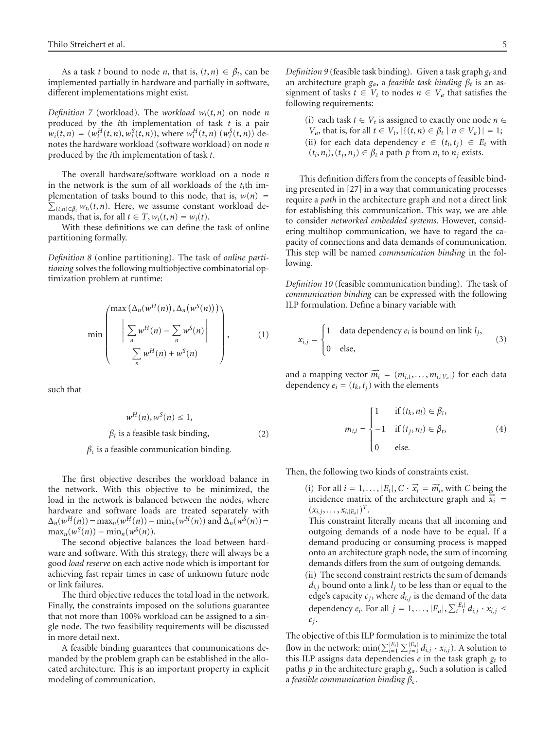As a task $t$ bound to node $n$, that is, $(t, n) \in \beta_t$, can be implemented partially in hardware and partially in software, different implementations might exist.

*Definition 7* (workload). The *workload* $w_i(t, n)$ on node $n$ produced by the $i$th implementation of task $t$ is a pair $w_i(t, n) = (w_i^H(t, n), w_i^S(t, n))$, where $w_i^H(t, n)$ ($w_i^S(t, n)$) denotes the hardware workload (software workload) on node $n$ produced by the $i$th implementation of task $t$.

The overall hardware/software workload on a node $n$ in the network is the sum of all workloads of the $t_i$th implementation of tasks bound to this node, that is, $w(n) = \sum_{(t,n)\in\beta_t} w_{t_i}(t, n)$. Here, we assume constant workload demands, that is, for all $t \in T, w_i(t, n) = w_i(t)$.

With these definitions we can define the task of online partitioning formally.

*Definition 8* (online partitioning). The task of *online partitioning* solves the following multiobjective combinatorial optimization problem at runtime:

$$\min \begin{pmatrix} \max\left(\Delta_n(w^H(n)), \Delta_n(w^S(n))\right) \\ \left| \sum_n w^H(n) - \sum_n w^S(n) \right| \\ \sum_n w^H(n) + w^S(n) \end{pmatrix}, \tag{1}$$

such that

$$\begin{gathered} w^H(n), w^S(n) \le 1, \\ \beta_t \text{ is a feasible task binding,} \\ \beta_c \text{ is a feasible communication binding.} \end{gathered} \tag{2}$$

The first objective describes the workload balance in the network. With this objective to be minimized, the load in the network is balanced between the nodes, where hardware and software loads are treated separately with $\Delta_n(w^H(n)) = \max_n(w^H(n)) - \min_n(w^H(n))$ and $\Delta_n(w^S(n)) = \max_n(w^S(n)) - \min_n(w^S(n))$.

The second objective balances the load between hardware and software. With this strategy, there will always be a good *load reserve* on each active node which is important for achieving fast repair times in case of unknown future node or link failures.

The third objective reduces the total load in the network. Finally, the constraints imposed on the solutions guarantee that not more than 100% workload can be assigned to a single node. The two feasibility requirements will be discussed in more detail next.

A feasible binding guarantees that communications demanded by the problem graph can be established in the allocated architecture. This is an important property in explicit modeling of communication.

*Definition 9* (feasible task binding). Given a task graph $g_t$ and an architecture graph $g_a$, a *feasible task binding* $\beta_t$ is an assignment of tasks $t \in V_t$ to nodes $n \in V_a$ that satisfies the following requirements:

(i) each task $t \in V_t$ is assigned to exactly one node $n \in V_a$, that is, for all $t \in V_t, |\{(t, n) \in \beta_t \mid n \in V_a\}| = 1$;

(ii) for each data dependency $e \in (t_i, t_j) \in E_t$ with $(t_i, n_i), (t_j, n_j) \in \beta_t$ a path $p$ from $n_i$ to $n_j$ exists.

This definition differs from the concepts of feasible binding presented in [27] in a way that communicating processes require a *path* in the architecture graph and not a direct link for establishing this communication. This way, we are able to consider *networked embedded systems*. However, considering multihop communication, we have to regard the capacity of connections and data demands of communication. This step will be named *communication binding* in the following.

*Definition 10* (feasible communication binding). The task of *communication binding* can be expressed with the following ILP formulation. Define a binary variable with

$$x_{i,j} = \begin{cases} 1 & \text{data dependency } e_i \text{ is bound on link } l_j, \\ 0 & \text{else,} \end{cases} \tag{3}$$

and a mapping vector $\vec{m_i} = (m_{i,1}, \ldots, m_{i,|V_a|})$ for each data dependency $e_i = (t_k, t_j)$ with the elements

$$m_{i,l} = \begin{cases} 1 & \text{if } (t_k, n_l) \in \beta_t, \\ -1 & \text{if } (t_j, n_l) \in \beta_t, \\ 0 & \text{else.} \end{cases} \tag{4}$$

Then, the following two kinds of constraints exist.

(i) For all $i = 1, \ldots, |E_t|, C \cdot \vec{x_i} = \vec{m_i}$, with $C$ being the incidence matrix of the architecture graph and $\vec{x_i} = (x_{i,j}, \ldots, x_{i,|E_a|})^T$.

This constraint literally means that all incoming and outgoing demands of a node have to be equal. If a demand producing or consuming process is mapped onto an architecture graph node, the sum of incoming demands differs from the sum of outgoing demands.

(ii) The second constraint restricts the sum of demands $d_{i,j}$ bound onto a link $l_j$ to be less than or equal to the edge's capacity $c_j$, where $d_{i,j}$ is the demand of the data dependency $e_i$. For all $j = 1, \ldots, |E_a|, \sum_{i=1}^{|E_t|} d_{i,j} \cdot x_{i,j} \le c_j$.

The objective of this ILP formulation is to minimize the total flow in the network: $\min(\sum_{i=1}^{|E_t|} \sum_{j=1}^{|E_a|} d_{i,j} \cdot x_{i,j})$. A solution to this ILP assigns data dependencies $e$ in the task graph $g_t$ to paths $p$ in the architecture graph $g_a$. Such a solution is called a *feasible communication binding* $\beta_c$.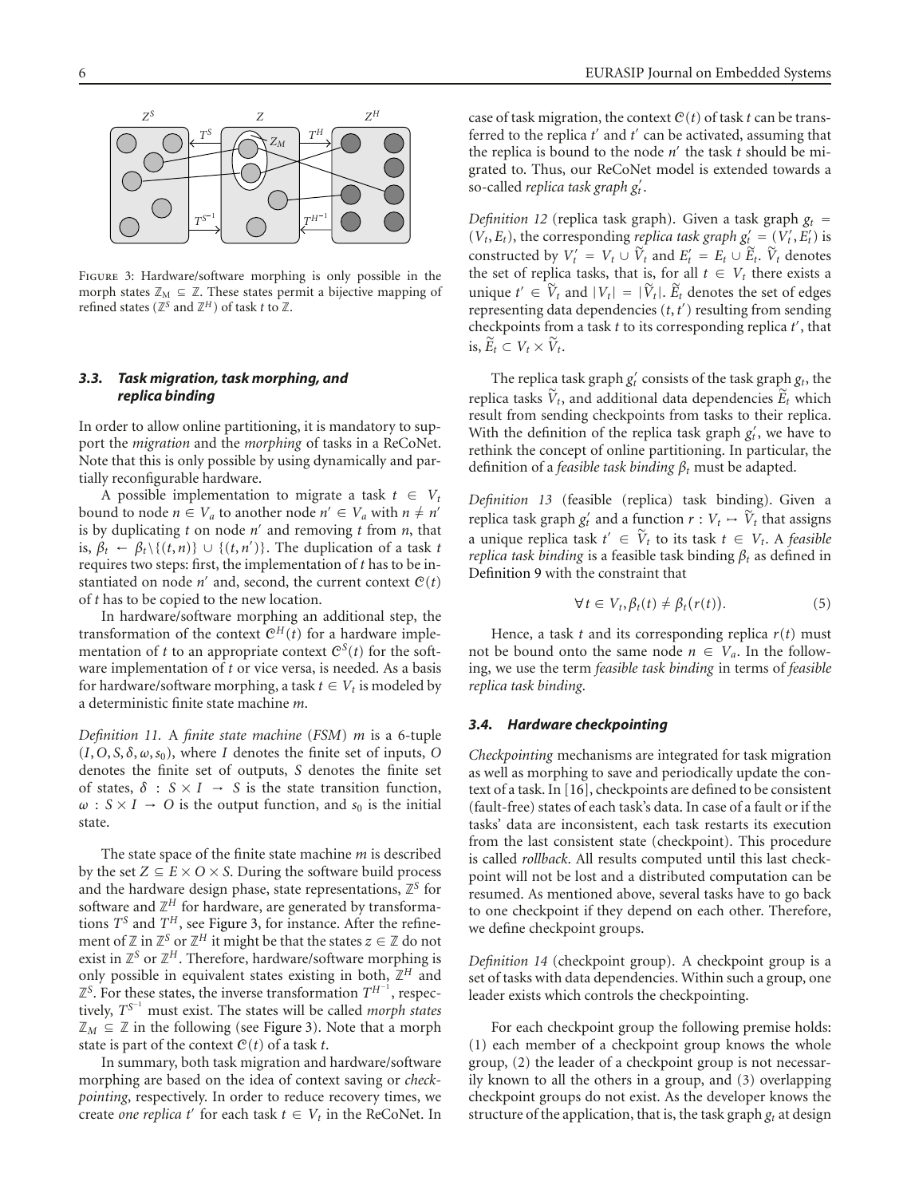Figure 3: Hardware/software morphing is only possible in the morph states $\mathbb{Z}_M \subseteq \mathbb{Z}$. These states permit a bijective mapping of refined states ($\mathbb{Z}^S$ and $\mathbb{Z}^H$) of task $t$ to $\mathbb{Z}$.

### 3.3. Task migration, task morphing, and replica binding

In order to allow online partitioning, it is mandatory to support the *migration* and the *morphing* of tasks in a ReCoNet. Note that this is only possible by using dynamically and partially reconfigurable hardware.

A possible implementation to migrate a task $t \in V_t$ bound to node $n \in V_a$ to another node $n' \in V_a$ with $n \neq n'$ is by duplicating $t$ on node $n'$ and removing $t$ from $n$, that is, $\beta_t \leftarrow \beta_t \backslash \{(t, n)\} \cup \{(t, n')\}$. The duplication of a task $t$ requires two steps: first, the implementation of $t$ has to be instantiated on node $n'$ and, second, the current context $\mathcal{C}(t)$ of $t$ has to be copied to the new location.

In hardware/software morphing an additional step, the transformation of the context $\mathcal{C}^H(t)$ for a hardware implementation of $t$ to an appropriate context $\mathcal{C}^S(t)$ for the software implementation of $t$ or vice versa, is needed. As a basis for hardware/software morphing, a task $t \in V_t$ is modeled by a deterministic finite state machine $m$.

*Definition 11.* A *finite state machine* (*FSM*) $m$ is a 6-tuple $(I, O, S, \delta, \omega, s_0)$, where $I$ denotes the finite set of inputs, $O$ denotes the finite set of outputs, $S$ denotes the finite set of states, $\delta : S \times I \rightarrow S$ is the state transition function, $\omega : S \times I \rightarrow O$ is the output function, and $s_0$ is the initial state.

The state space of the finite state machine $m$ is described by the set $Z \subseteq E \times O \times S$. During the software build process and the hardware design phase, state representations, $\mathbb{Z}^S$ for software and $\mathbb{Z}^H$ for hardware, are generated by transformations $T^S$ and $T^H$, see Figure 3, for instance. After the refinement of $\mathbb{Z}$ in $\mathbb{Z}^S$ or $\mathbb{Z}^H$ it might be that the states $z \in \mathbb{Z}$ do not exist in $\mathbb{Z}^S$ or $\mathbb{Z}^H$. Therefore, hardware/software morphing is only possible in equivalent states existing in both, $\mathbb{Z}^H$ and $\mathbb{Z}^S$. For these states, the inverse transformation $T^{H^{-1}}$, respectively, $T^{S^{-1}}$ must exist. The states will be called *morph states* $\mathbb{Z}_M \subseteq \mathbb{Z}$ in the following (see Figure 3). Note that a morph state is part of the context $\mathcal{C}(t)$ of a task $t$.

In summary, both task migration and hardware/software morphing are based on the idea of context saving or *checkpointing*, respectively. In order to reduce recovery times, we create *one replica* $t'$ for each task $t \in V_t$ in the ReCoNet. In case of task migration, the context $\mathcal{C}(t)$ of task $t$ can be transferred to the replica $t'$ and $t'$ can be activated, assuming that the replica is bound to the node $n'$ the task $t$ should be migrated to. Thus, our ReCoNet model is extended towards a so-called *replica task graph* $g_t'$.

*Definition 12* (replica task graph). Given a task graph $g_t = (V_t, E_t)$, the corresponding *replica task graph* $g_t' = (V_t', E_t')$ is constructed by $V_t' = V_t \cup \widetilde{V}_t$ and $E_t' = E_t \cup \widetilde{E}_t$. $\widetilde{V}_t$ denotes the set of replica tasks, that is, for all $t \in V_t$ there exists a unique $t' \in \widetilde{V}_t$ and $|V_t| = |\widetilde{V}_t|$. $\widetilde{E}_t$ denotes the set of edges representing data dependencies $(t, t')$ resulting from sending checkpoints from a task $t$ to its corresponding replica $t'$, that is, $\widetilde{E}_t \subset V_t \times \widetilde{V}_t$.

The replica task graph $g_t'$ consists of the task graph $g_t$, the replica tasks $\widetilde{V}_t$, and additional data dependencies $\widetilde{E}_t$ which result from sending checkpoints from tasks to their replica. With the definition of the replica task graph $g_t'$, we have to rethink the concept of online partitioning. In particular, the definition of a *feasible task binding* $\beta_t$ must be adapted.

*Definition 13* (feasible (replica) task binding). Given a replica task graph $g_t'$ and a function $r : V_t \mapsto \widetilde{V}_t$ that assigns a unique replica task $t' \in \widetilde{V}_t$ to its task $t \in V_t$. A *feasible replica task binding* is a feasible task binding $\beta_t$ as defined in Definition 9 with the constraint that

$$\forall t \in V_t, \beta_t(t) \neq \beta_t(r(t)). \tag{5}$$

Hence, a task $t$ and its corresponding replica $r(t)$ must not be bound onto the same node $n \in V_a$. In the following, we use the term *feasible task binding* in terms of *feasible replica task binding*.

### 3.4. Hardware checkpointing

*Checkpointing* mechanisms are integrated for task migration as well as morphing to save and periodically update the context of a task. In [16], checkpoints are defined to be consistent (fault-free) states of each task's data. In case of a fault or if the tasks' data are inconsistent, each task restarts its execution from the last consistent state (checkpoint). This procedure is called *rollback*. All results computed until this last checkpoint will not be lost and a distributed computation can be resumed. As mentioned above, several tasks have to go back to one checkpoint if they depend on each other. Therefore, we define checkpoint groups.

*Definition 14* (checkpoint group). A checkpoint group is a set of tasks with data dependencies. Within such a group, one leader exists which controls the checkpointing.

For each checkpoint group the following premise holds: (1) each member of a checkpoint group knows the whole group, (2) the leader of a checkpoint group is not necessarily known to all the others in a group, and (3) overlapping checkpoint groups do not exist. As the developer knows the structure of the application, that is, the task graph $g_t$ at design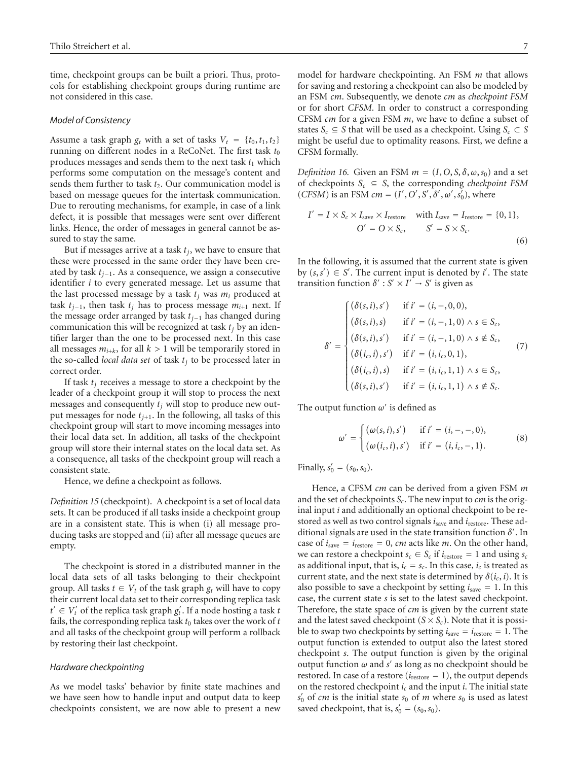time, checkpoint groups can be built a priori. Thus, protocols for establishing checkpoint groups during runtime are not considered in this case.

### *Model of Consistency*

Assume a task graph $g_t$ with a set of tasks $V_t = \{t_0, t_1, t_2\}$ running on different nodes in a ReCoNet. The first task $t_0$ produces messages and sends them to the next task $t_1$ which performs some computation on the message's content and sends them further to task $t_2$. Our communication model is based on message queues for the intertask communication. Due to rerouting mechanisms, for example, in case of a link defect, it is possible that messages were sent over different links. Hence, the order of messages in general cannot be assured to stay the same.

But if messages arrive at a task $t_j$, we have to ensure that these were processed in the same order they have been created by task $t_{j-1}$. As a consequence, we assign a consecutive identifier $i$ to every generated message. Let us assume that the last processed message by a task $t_j$ was $m_i$ produced at task $t_{j-1}$, then task $t_j$ has to process message $m_{i+1}$ next. If the message order arranged by task $t_{j-1}$ has changed during communication this will be recognized at task $t_j$ by an identifier larger than the one to be processed next. In this case all messages $m_{i+k}$, for all $k > 1$ will be temporarily stored in the so-called *local data set* of task $t_j$ to be processed later in correct order.

If task $t_j$ receives a message to store a checkpoint by the leader of a checkpoint group it will stop to process the next messages and consequently $t_j$ will stop to produce new output messages for node $t_{j+1}$. In the following, all tasks of this checkpoint group will start to move incoming messages into their local data set. In addition, all tasks of the checkpoint group will store their internal states on the local data set. As a consequence, all tasks of the checkpoint group will reach a consistent state.

Hence, we define a checkpoint as follows.

*Definition 15* (checkpoint). A checkpoint is a set of local data sets. It can be produced if all tasks inside a checkpoint group are in a consistent state. This is when (i) all message producing tasks are stopped and (ii) after all message queues are empty.

The checkpoint is stored in a distributed manner in the local data sets of all tasks belonging to their checkpoint group. All tasks $t \in V_t$ of the task graph $g_t$ will have to copy their current local data set to their corresponding replica task $t' \in V_t'$ of the replica task graph $g_t'$. If a node hosting a task $t$ fails, the corresponding replica task $t_0$ takes over the work of $t$ and all tasks of the checkpoint group will perform a rollback by restoring their last checkpoint.

### *Hardware checkpointing*

As we model tasks' behavior by finite state machines and we have seen how to handle input and output data to keep checkpoints consistent, we are now able to present a new model for hardware checkpointing. An FSM $m$ that allows for saving and restoring a checkpoint can also be modeled by an FSM $cm$. Subsequently, we denote $cm$ as *checkpoint FSM* or for short *CFSM*. In order to construct a corresponding CFSM $cm$ for a given FSM $m$, we have to define a subset of states $S_c \subseteq S$ that will be used as a checkpoint. Using $S_c \subset S$ might be useful due to optimality reasons. First, we define a CFSM formally.

*Definition 16.* Given an FSM $m = (I, O, S, \delta, \omega, s_0)$ and a set of checkpoints $S_c \subseteq S$, the corresponding *checkpoint FSM* (*CFSM*) is an FSM $cm = (I', O', S', \delta', \omega', s_0')$, where

$$
\begin{gathered}
I' = I \times S_c \times I_{\text{save}} \times I_{\text{restore}} \quad \text{with } I_{\text{save}} = I_{\text{restore}} = \{0, 1\}, \\
O' = O \times S_c, \qquad S' = S \times S_c.
\end{gathered}
\tag{6}
$$

In the following, it is assumed that the current state is given by $(s, s') \in S'$. The current input is denoted by $i'$. The state transition function $\delta' : S' \times I' \to S'$ is given as

$$
\delta' = \begin{cases}
(\delta(s,i), s') & \text{if } i' = (i, -, 0, 0), \\
(\delta(s,i), s) & \text{if } i' = (i, -, 1, 0) \wedge s \in S_c, \\
(\delta(s,i), s') & \text{if } i' = (i, -, 1, 0) \wedge s \notin S_c, \\
(\delta(i_c,i), s') & \text{if } i' = (i, i_c, 0, 1), \\
(\delta(i_c,i), s) & \text{if } i' = (i, i_c, 1, 1) \wedge s \in S_c, \\
(\delta(s,i), s') & \text{if } i' = (i, i_c, 1, 1) \wedge s \notin S_c.
\end{cases}
\tag{7}
$$

The output function $\omega'$ is defined as

$$
\omega' = \begin{cases}
(\omega(s,i), s') & \text{if } i' = (i, -, -, 0), \\
(\omega(i_c,i), s') & \text{if } i' = (i, i_c, -, 1).
\end{cases}
\tag{8}
$$

Finally, $s_0' = (s_0, s_0)$.

Hence, a CFSM $cm$ can be derived from a given FSM $m$ and the set of checkpoints $S_c$. The new input to $cm$ is the original input $i$ and additionally an optional checkpoint to be restored as well as two control signals $i_{\text{save}}$ and $i_{\text{restore}}$. These additional signals are used in the state transition function $\delta'$. In case of $i_{\text{save}} = i_{\text{restore}} = 0$, $cm$ acts like $m$. On the other hand, we can restore a checkpoint $s_c \in S_c$ if $i_{\text{restore}} = 1$ and using $s_c$ as additional input, that is, $i_c = s_c$. In this case, $i_c$ is treated as current state, and the next state is determined by $\delta(i_c, i)$. It is also possible to save a checkpoint by setting $i_{\text{save}} = 1$. In this case, the current state $s$ is set to the latest saved checkpoint. Therefore, the state space of $cm$ is given by the current state and the latest saved checkpoint ($S \times S_c$). Note that it is possible to swap two checkpoints by setting $i_{\text{save}} = i_{\text{restore}} = 1$. The output function is extended to output also the latest stored checkpoint $s$. The output function is given by the original output function $\omega$ and $s'$ as long as no checkpoint should be restored. In case of a restore ($i_{\text{restore}} = 1$), the output depends on the restored checkpoint $i_c$ and the input $i$. The initial state $s_0'$ of $cm$ is the initial state $s_0$ of $m$ where $s_0$ is used as latest saved checkpoint, that is, $s_0' = (s_0, s_0)$.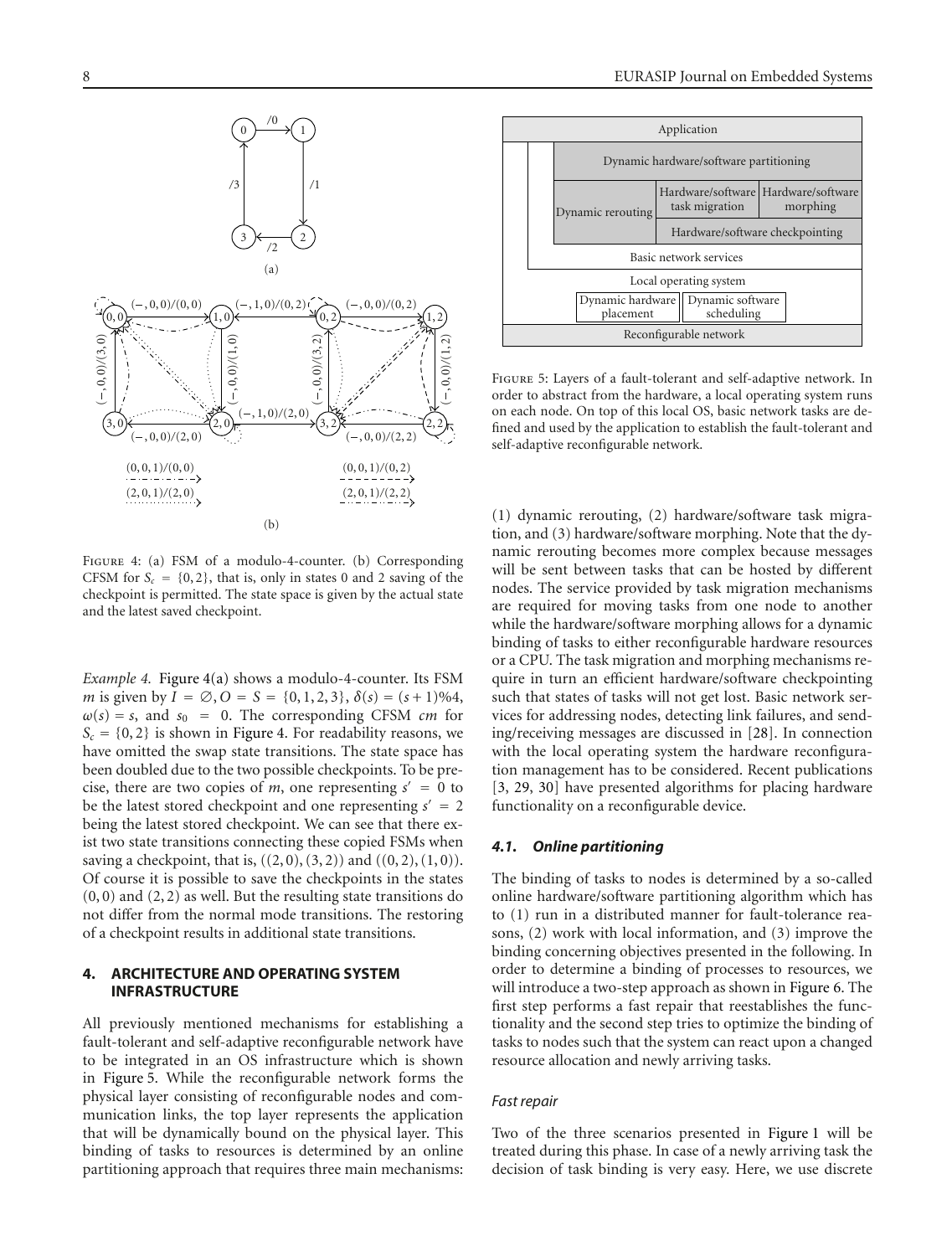Figure 4: (a) FSM of a modulo-4-counter. (b) Corresponding CFSM for $S_c = \{0, 2\}$, that is, only in states 0 and 2 saving of the checkpoint is permitted. The state space is given by the actual state and the latest saved checkpoint.

*Example 4.* Figure 4(a) shows a modulo-4-counter. Its FSM $m$ is given by $I = \emptyset, O = S = \{0, 1, 2, 3\}$, $\delta(s) = (s + 1)\%4$, $\omega(s) = s$, and $s_0 = 0$. The corresponding CFSM $cm$ for $S_c = \{0, 2\}$ is shown in Figure 4. For readability reasons, we have omitted the swap state transitions. The state space has been doubled due to the two possible checkpoints. To be precise, there are two copies of $m$, one representing $s' = 0$ to be the latest stored checkpoint and one representing $s' = 2$ being the latest stored checkpoint. We can see that there exist two state transitions connecting these copied FSMs when saving a checkpoint, that is, $((2, 0), (3, 2))$ and $((0, 2), (1, 0))$. Of course it is possible to save the checkpoints in the states $(0, 0)$ and $(2, 2)$ as well. But the resulting state transitions do not differ from the normal mode transitions. The restoring of a checkpoint results in additional state transitions.

## 4. ARCHITECTURE AND OPERATING SYSTEM INFRASTRUCTURE

All previously mentioned mechanisms for establishing a fault-tolerant and self-adaptive reconfigurable network have to be integrated in an OS infrastructure which is shown in Figure 5. While the reconfigurable network forms the physical layer consisting of reconfigurable nodes and communication links, the top layer represents the application that will be dynamically bound on the physical layer. This binding of tasks to resources is determined by an online partitioning approach that requires three main mechanisms: (1) dynamic rerouting, (2) hardware/software task migration, and (3) hardware/software morphing. Note that the dynamic rerouting becomes more complex because messages will be sent between tasks that can be hosted by different nodes. The service provided by task migration mechanisms are required for moving tasks from one node to another while the hardware/software morphing allows for a dynamic binding of tasks to either reconfigurable hardware resources or a CPU. The task migration and morphing mechanisms require in turn an efficient hardware/software checkpointing such that states of tasks will not get lost. Basic network services for addressing nodes, detecting link failures, and sending/receiving messages are discussed in [28]. In connection with the local operating system the hardware reconfiguration management has to be considered. Recent publications [3, 29, 30] have presented algorithms for placing hardware functionality on a reconfigurable device.

Figure 5: Layers of a fault-tolerant and self-adaptive network. In order to abstract from the hardware, a local operating system runs on each node. On top of this local OS, basic network tasks are defined and used by the application to establish the fault-tolerant and self-adaptive reconfigurable network.

### 4.1. Online partitioning

The binding of tasks to nodes is determined by a so-called online hardware/software partitioning algorithm which has to (1) run in a distributed manner for fault-tolerance reasons, (2) work with local information, and (3) improve the binding concerning objectives presented in the following. In order to determine a binding of processes to resources, we will introduce a two-step approach as shown in Figure 6. The first step performs a fast repair that reestablishes the functionality and the second step tries to optimize the binding of tasks to nodes such that the system can react upon a changed resource allocation and newly arriving tasks.

#### Fast repair

Two of the three scenarios presented in Figure 1 will be treated during this phase. In case of a newly arriving task the decision of task binding is very easy. Here, we use discrete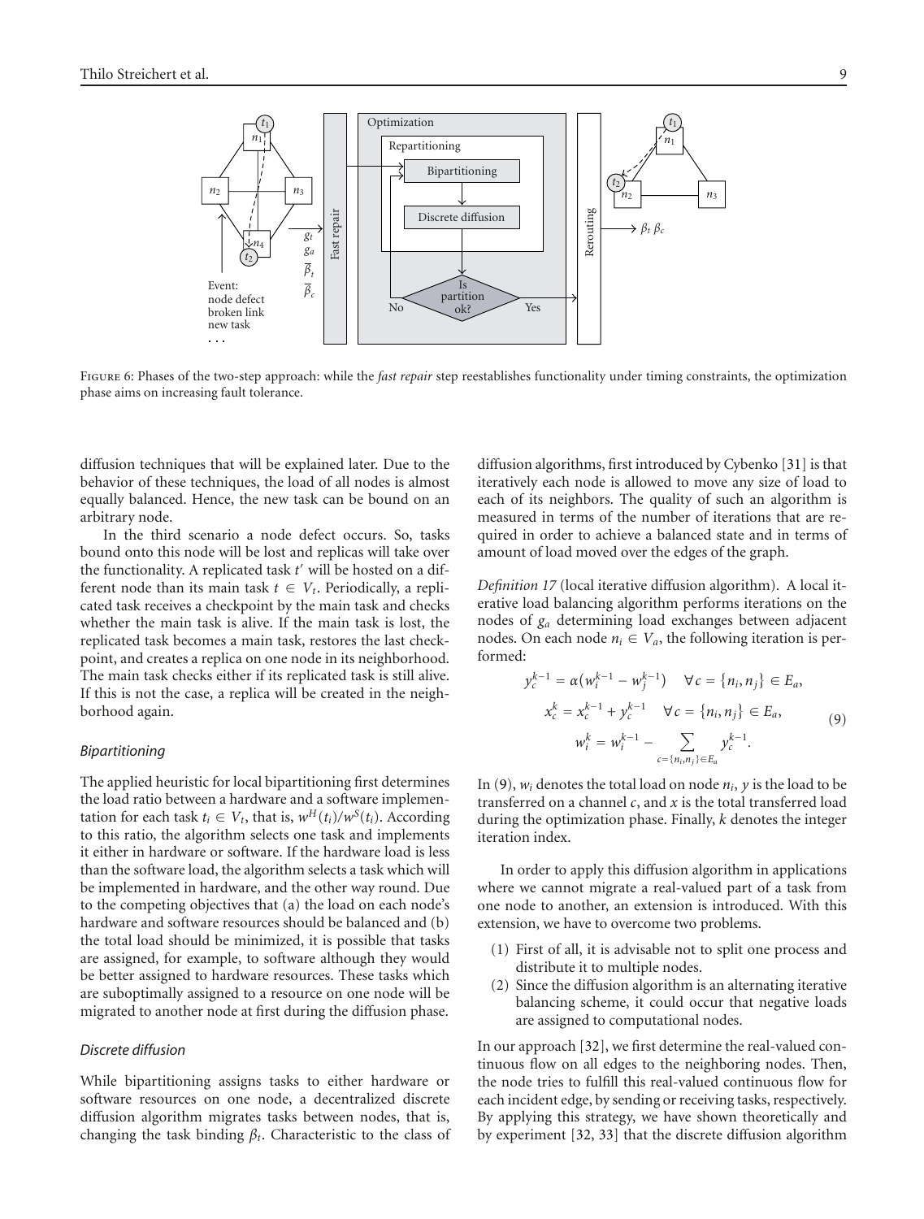Figure 6: Phases of the two-step approach: while the *fast repair* step reestablishes functionality under timing constraints, the optimization phase aims on increasing fault tolerance.

diffusion techniques that will be explained later. Due to the behavior of these techniques, the load of all nodes is almost equally balanced. Hence, the new task can be bound on an arbitrary node.

In the third scenario a node defect occurs. So, tasks bound onto this node will be lost and replicas will take over the functionality. A replicated task $t'$ will be hosted on a different node than its main task $t \in V_t$. Periodically, a replicated task receives a checkpoint by the main task and checks whether the main task is alive. If the main task is lost, the replicated task becomes a main task, restores the last checkpoint, and creates a replica on one node in its neighborhood. The main task checks either if its replicated task is still alive. If this is not the case, a replica will be created in the neighborhood again.

### *Bipartitioning*

The applied heuristic for local bipartitioning first determines the load ratio between a hardware and a software implementation for each task $t_i \in V_t$, that is, $w^H(t_i)/w^S(t_i)$. According to this ratio, the algorithm selects one task and implements it either in hardware or software. If the hardware load is less than the software load, the algorithm selects a task which will be implemented in hardware, and the other way round. Due to the competing objectives that (a) the load on each node's hardware and software resources should be balanced and (b) the total load should be minimized, it is possible that tasks are assigned, for example, to software although they would be better assigned to hardware resources. These tasks which are suboptimally assigned to a resource on one node will be migrated to another node at first during the diffusion phase.

### *Discrete diffusion*

While bipartitioning assigns tasks to either hardware or software resources on one node, a decentralized discrete diffusion algorithm migrates tasks between nodes, that is, changing the task binding $\beta_t$. Characteristic to the class of diffusion algorithms, first introduced by Cybenko [31] is that iteratively each node is allowed to move any size of load to each of its neighbors. The quality of such an algorithm is measured in terms of the number of iterations that are required in order to achieve a balanced state and in terms of amount of load moved over the edges of the graph.

*Definition 17* (local iterative diffusion algorithm). A local iterative load balancing algorithm performs iterations on the nodes of $g_a$ determining load exchanges between adjacent nodes. On each node $n_i \in V_a$, the following iteration is performed:

$$
\begin{aligned}
y_c^{k-1} &= \alpha\left(w_i^{k-1} - w_j^{k-1}\right) \quad \forall c = \{n_i, n_j\} \in E_a, \\
x_c^k &= x_c^{k-1} + y_c^{k-1} \quad \forall c = \{n_i, n_j\} \in E_a, \\
w_i^k &= w_i^{k-1} - \sum_{c=\{n_i,n_j\}\in E_a} y_c^{k-1}.
\end{aligned} \tag{9}
$$

In (9), $w_i$ denotes the total load on node $n_i$, $y$ is the load to be transferred on a channel $c$, and $x$ is the total transferred load during the optimization phase. Finally, $k$ denotes the integer iteration index.

In order to apply this diffusion algorithm in applications where we cannot migrate a real-valued part of a task from one node to another, an extension is introduced. With this extension, we have to overcome two problems.

(1) First of all, it is advisable not to split one process and distribute it to multiple nodes.
(2) Since the diffusion algorithm is an alternating iterative balancing scheme, it could occur that negative loads are assigned to computational nodes.

In our approach [32], we first determine the real-valued continuous flow on all edges to the neighboring nodes. Then, the node tries to fulfill this real-valued continuous flow for each incident edge, by sending or receiving tasks, respectively. By applying this strategy, we have shown theoretically and by experiment [32, 33] that the discrete diffusion algorithm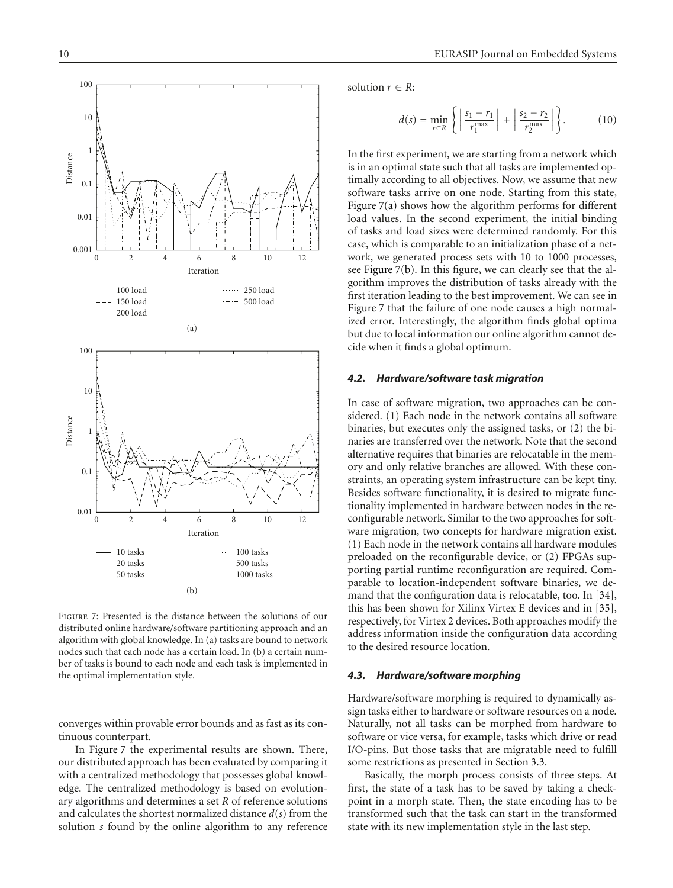Figure 7: Presented is the distance between the solutions of our distributed online hardware/software partitioning approach and an algorithm with global knowledge. In (a) tasks are bound to network nodes such that each node has a certain load. In (b) a certain number of tasks is bound to each node and each task is implemented in the optimal implementation style.

converges within provable error bounds and as fast as its continuous counterpart.

In Figure 7 the experimental results are shown. There, our distributed approach has been evaluated by comparing it with a centralized methodology that possesses global knowledge. The centralized methodology is based on evolutionary algorithms and determines a set $R$ of reference solutions and calculates the shortest normalized distance $d(s)$ from the solution $s$ found by the online algorithm to any reference solution $r \in R$:

$$d(s) = \min_{r \in R} \left\{ \left| \frac{s_1 - r_1}{r_1^{\max}} \right| + \left| \frac{s_2 - r_2}{r_2^{\max}} \right| \right\}. \tag{10}$$

In the first experiment, we are starting from a network which is in an optimal state such that all tasks are implemented optimally according to all objectives. Now, we assume that new software tasks arrive on one node. Starting from this state, Figure 7(a) shows how the algorithm performs for different load values. In the second experiment, the initial binding of tasks and load sizes were determined randomly. For this case, which is comparable to an initialization phase of a network, we generated process sets with 10 to 1000 processes, see Figure 7(b). In this figure, we can clearly see that the algorithm improves the distribution of tasks already with the first iteration leading to the best improvement. We can see in Figure 7 that the failure of one node causes a high normalized error. Interestingly, the algorithm finds global optima but due to local information our online algorithm cannot decide when it finds a global optimum.

### 4.2. Hardware/software task migration

In case of software migration, two approaches can be considered. (1) Each node in the network contains all software binaries, but executes only the assigned tasks, or (2) the binaries are transferred over the network. Note that the second alternative requires that binaries are relocatable in the memory and only relative branches are allowed. With these constraints, an operating system infrastructure can be kept tiny. Besides software functionality, it is desired to migrate functionality implemented in hardware between nodes in the reconfigurable network. Similar to the two approaches for software migration, two concepts for hardware migration exist. (1) Each node in the network contains all hardware modules preloaded on the reconfigurable device, or (2) FPGAs supporting partial runtime reconfiguration are required. Comparable to location-independent software binaries, we demand that the configuration data is relocatable, too. In [34], this has been shown for Xilinx Virtex E devices and in [35], respectively, for Virtex 2 devices. Both approaches modify the address information inside the configuration data according to the desired resource location.

### 4.3. Hardware/software morphing

Hardware/software morphing is required to dynamically assign tasks either to hardware or software resources on a node. Naturally, not all tasks can be morphed from hardware to software or vice versa, for example, tasks which drive or read I/O-pins. But those tasks that are migratable need to fulfill some restrictions as presented in Section 3.3.

Basically, the morph process consists of three steps. At first, the state of a task has to be saved by taking a checkpoint in a morph state. Then, the state encoding has to be transformed such that the task can start in the transformed state with its new implementation style in the last step.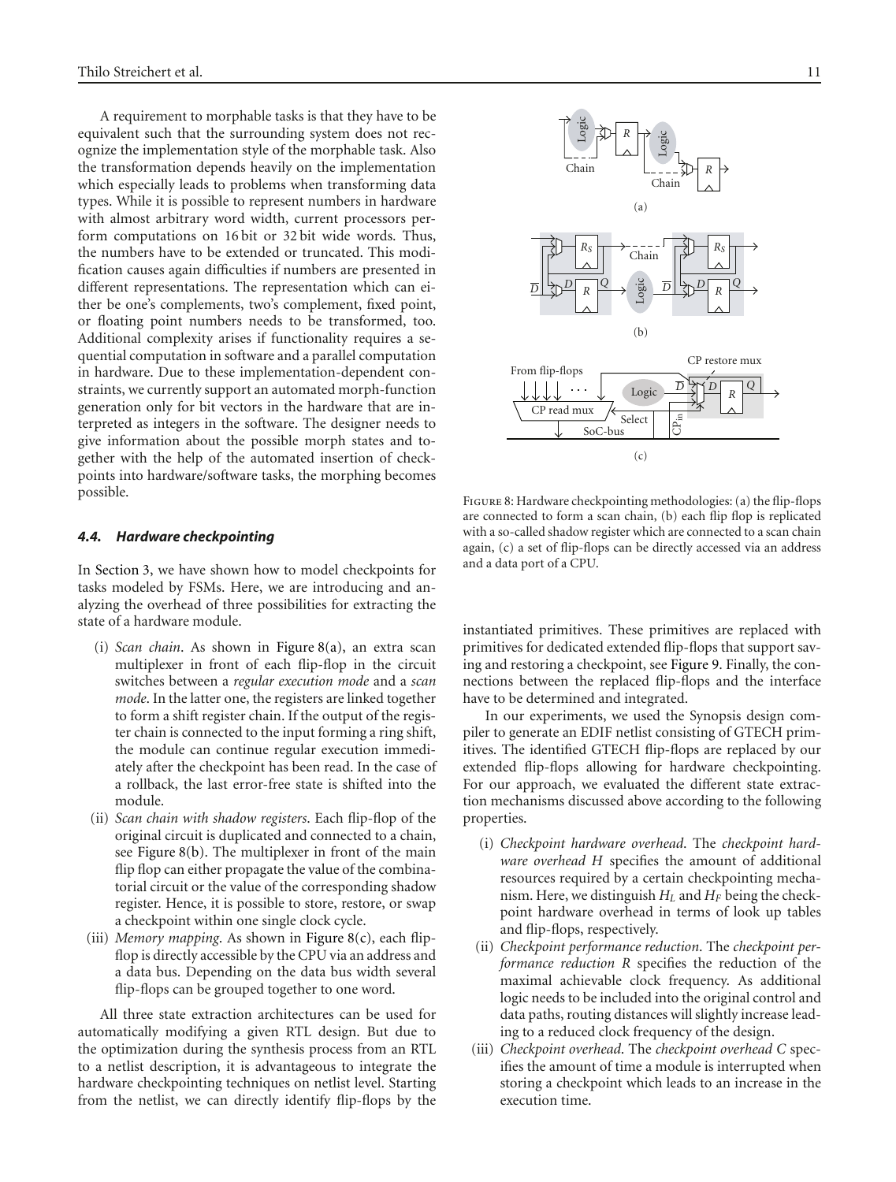A requirement to morphable tasks is that they have to be equivalent such that the surrounding system does not recognize the implementation style of the morphable task. Also the transformation depends heavily on the implementation which especially leads to problems when transforming data types. While it is possible to represent numbers in hardware with almost arbitrary word width, current processors perform computations on 16 bit or 32 bit wide words. Thus, the numbers have to be extended or truncated. This modification causes again difficulties if numbers are presented in different representations. The representation which can either be one's complements, two's complement, fixed point, or floating point numbers needs to be transformed, too. Additional complexity arises if functionality requires a sequential computation in software and a parallel computation in hardware. Due to these implementation-dependent constraints, we currently support an automated morph-function generation only for bit vectors in the hardware that are interpreted as integers in the software. The designer needs to give information about the possible morph states and together with the help of the automated insertion of checkpoints into hardware/software tasks, the morphing becomes possible.

### *4.4. Hardware checkpointing*

In Section 3, we have shown how to model checkpoints for tasks modeled by FSMs. Here, we are introducing and analyzing the overhead of three possibilities for extracting the state of a hardware module.

(i) *Scan chain*. As shown in Figure 8(a), an extra scan multiplexer in front of each flip-flop in the circuit switches between a *regular execution mode* and a *scan mode*. In the latter one, the registers are linked together to form a shift register chain. If the output of the register chain is connected to the input forming a ring shift, the module can continue regular execution immediately after the checkpoint has been read. In the case of a rollback, the last error-free state is shifted into the module.

(ii) *Scan chain with shadow registers*. Each flip-flop of the original circuit is duplicated and connected to a chain, see Figure 8(b). The multiplexer in front of the main flip flop can either propagate the value of the combinatorial circuit or the value of the corresponding shadow register. Hence, it is possible to store, restore, or swap a checkpoint within one single clock cycle.

(iii) *Memory mapping*. As shown in Figure 8(c), each flip-flop is directly accessible by the CPU via an address and a data bus. Depending on the data bus width several flip-flops can be grouped together to one word.

All three state extraction architectures can be used for automatically modifying a given RTL design. But due to the optimization during the synthesis process from an RTL to a netlist description, it is advantageous to integrate the hardware checkpointing techniques on netlist level. Starting from the netlist, we can directly identify flip-flops by the instantiated primitives. These primitives are replaced with primitives for dedicated extended flip-flops that support saving and restoring a checkpoint, see Figure 9. Finally, the connections between the replaced flip-flops and the interface have to be determined and integrated.

Figure 8: Hardware checkpointing methodologies: (a) the flip-flops are connected to form a scan chain, (b) each flip flop is replicated with a so-called shadow register which are connected to a scan chain again, (c) a set of flip-flops can be directly accessed via an address and a data port of a CPU.

In our experiments, we used the Synopsis design compiler to generate an EDIF netlist consisting of GTECH primitives. The identified GTECH flip-flops are replaced by our extended flip-flops allowing for hardware checkpointing. For our approach, we evaluated the different state extraction mechanisms discussed above according to the following properties.

(i) *Checkpoint hardware overhead*. The *checkpoint hardware overhead H* specifies the amount of additional resources required by a certain checkpointing mechanism. Here, we distinguish $H_L$ and $H_F$ being the checkpoint hardware overhead in terms of look up tables and flip-flops, respectively.

(ii) *Checkpoint performance reduction*. The *checkpoint performance reduction R* specifies the reduction of the maximal achievable clock frequency. As additional logic needs to be included into the original control and data paths, routing distances will slightly increase leading to a reduced clock frequency of the design.

(iii) *Checkpoint overhead*. The *checkpoint overhead C* specifies the amount of time a module is interrupted when storing a checkpoint which leads to an increase in the execution time.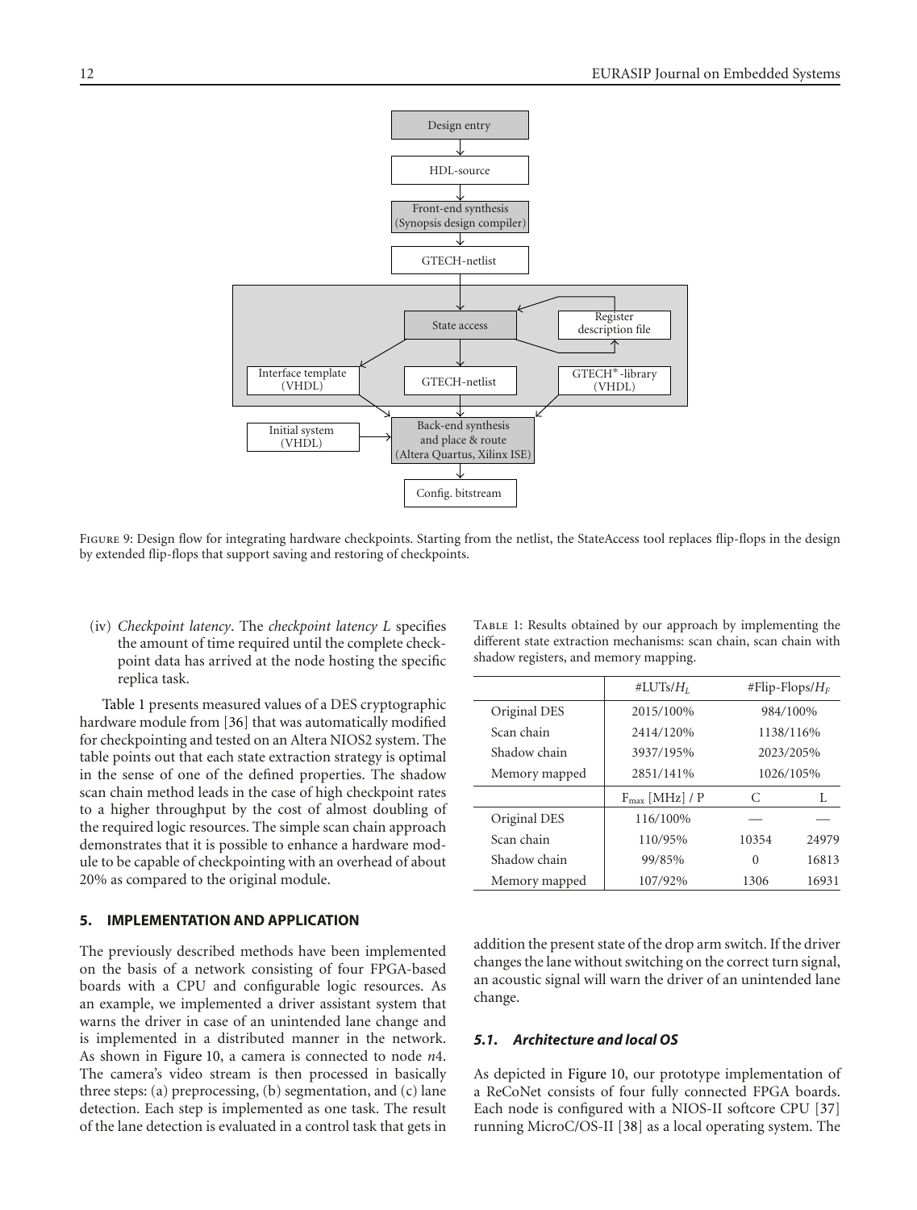Figure 9: Design flow for integrating hardware checkpoints. Starting from the netlist, the StateAccess tool replaces flip-flops in the design by extended flip-flops that support saving and restoring of checkpoints.

(iv) *Checkpoint latency*. The *checkpoint latency L* specifies the amount of time required until the complete checkpoint data has arrived at the node hosting the specific replica task.

Table 1 presents measured values of a DES cryptographic hardware module from [36] that was automatically modified for checkpointing and tested on an Altera NIOS2 system. The table points out that each state extraction strategy is optimal in the sense of one of the defined properties. The shadow scan chain method leads in the case of high checkpoint rates to a higher throughput by the cost of almost doubling of the required logic resources. The simple scan chain approach demonstrates that it is possible to enhance a hardware module to be capable of checkpointing with an overhead of about 20% as compared to the original module.

Table 1: Results obtained by our approach by implementing the different state extraction mechanisms: scan chain, scan chain with shadow registers, and memory mapping.

| | #LUTs/$H_L$ | #Flip-Flops/$H_F$ | |
|---|---|---|---|
| Original DES | 2015/100% | 984/100% | |
| Scan chain | 2414/120% | 1138/116% | |
| Shadow chain | 3937/195% | 2023/205% | |
| Memory mapped | 2851/141% | 1026/105% | |
| | $F_{max}$ [MHz] / P | C | L |
| Original DES | 116/100% | — | — |
| Scan chain | 110/95% | 10354 | 24979 |
| Shadow chain | 99/85% | 0 | 16813 |
| Memory mapped | 107/92% | 1306 | 16931 |

## 5. IMPLEMENTATION AND APPLICATION

The previously described methods have been implemented on the basis of a network consisting of four FPGA-based boards with a CPU and configurable logic resources. As an example, we implemented a driver assistant system that warns the driver in case of an unintended lane change and is implemented in a distributed manner in the network. As shown in Figure 10, a camera is connected to node *n*4. The camera's video stream is then processed in basically three steps: (a) preprocessing, (b) segmentation, and (c) lane detection. Each step is implemented as one task. The result of the lane detection is evaluated in a control task that gets in addition the present state of the drop arm switch. If the driver changes the lane without switching on the correct turn signal, an acoustic signal will warn the driver of an unintended lane change.

### *5.1. Architecture and local OS*

As depicted in Figure 10, our prototype implementation of a ReCoNet consists of four fully connected FPGA boards. Each node is configured with a NIOS-II softcore CPU [37] running MicroC/OS-II [38] as a local operating system. The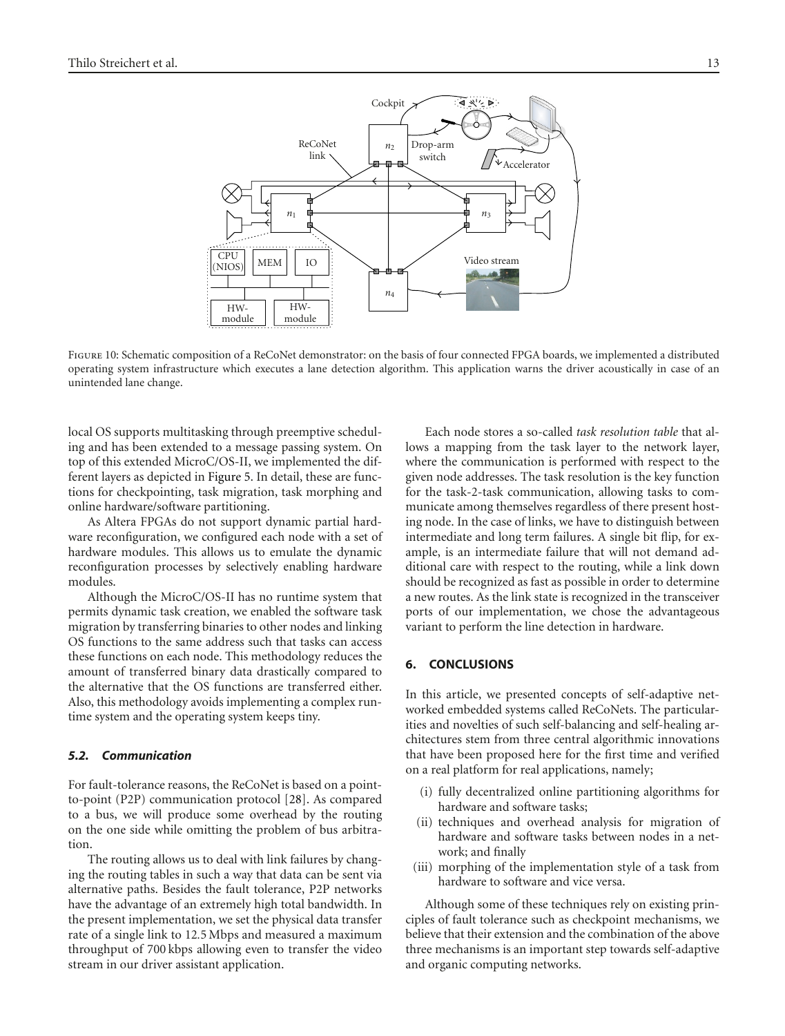Figure 10: Schematic composition of a ReCoNet demonstrator: on the basis of four connected FPGA boards, we implemented a distributed operating system infrastructure which executes a lane detection algorithm. This application warns the driver acoustically in case of an unintended lane change.

local OS supports multitasking through preemptive scheduling and has been extended to a message passing system. On top of this extended MicroC/OS-II, we implemented the different layers as depicted in Figure 5. In detail, these are functions for checkpointing, task migration, task morphing and online hardware/software partitioning.

As Altera FPGAs do not support dynamic partial hardware reconfiguration, we configured each node with a set of hardware modules. This allows us to emulate the dynamic reconfiguration processes by selectively enabling hardware modules.

Although the MicroC/OS-II has no runtime system that permits dynamic task creation, we enabled the software task migration by transferring binaries to other nodes and linking OS functions to the same address such that tasks can access these functions on each node. This methodology reduces the amount of transferred binary data drastically compared to the alternative that the OS functions are transferred either. Also, this methodology avoids implementing a complex runtime system and the operating system keeps tiny.

### *5.2. Communication*

For fault-tolerance reasons, the ReCoNet is based on a point-to-point (P2P) communication protocol [28]. As compared to a bus, we will produce some overhead by the routing on the one side while omitting the problem of bus arbitration.

The routing allows us to deal with link failures by changing the routing tables in such a way that data can be sent via alternative paths. Besides the fault tolerance, P2P networks have the advantage of an extremely high total bandwidth. In the present implementation, we set the physical data transfer rate of a single link to 12.5 Mbps and measured a maximum throughput of 700 kbps allowing even to transfer the video stream in our driver assistant application.

Each node stores a so-called *task resolution table* that allows a mapping from the task layer to the network layer, where the communication is performed with respect to the given node addresses. The task resolution is the key function for the task-2-task communication, allowing tasks to communicate among themselves regardless of there present hosting node. In the case of links, we have to distinguish between intermediate and long term failures. A single bit flip, for example, is an intermediate failure that will not demand additional care with respect to the routing, while a link down should be recognized as fast as possible in order to determine a new routes. As the link state is recognized in the transceiver ports of our implementation, we chose the advantageous variant to perform the line detection in hardware.

## 6. CONCLUSIONS

In this article, we presented concepts of self-adaptive networked embedded systems called ReCoNets. The particularities and novelties of such self-balancing and self-healing architectures stem from three central algorithmic innovations that have been proposed here for the first time and verified on a real platform for real applications, namely;

(i) fully decentralized online partitioning algorithms for hardware and software tasks;

(ii) techniques and overhead analysis for migration of hardware and software tasks between nodes in a network; and finally

(iii) morphing of the implementation style of a task from hardware to software and vice versa.

Although some of these techniques rely on existing principles of fault tolerance such as checkpoint mechanisms, we believe that their extension and the combination of the above three mechanisms is an important step towards self-adaptive and organic computing networks.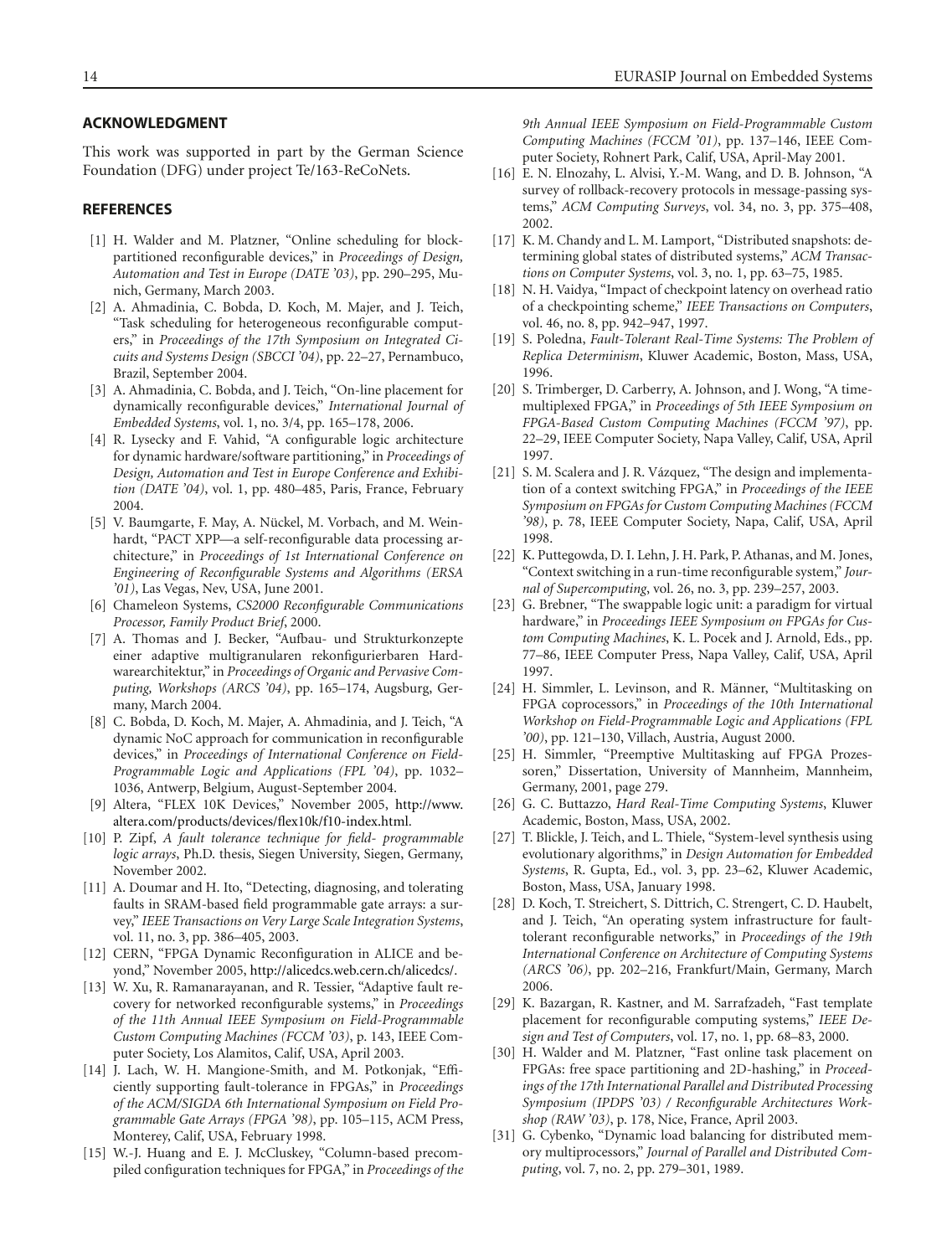## ACKNOWLEDGMENT

This work was supported in part by the German Science Foundation (DFG) under project Te/163-ReCoNets.

## REFERENCES

- [1] H. Walder and M. Platzner, "Online scheduling for block-partitioned reconfigurable devices," in *Proceedings of Design, Automation and Test in Europe (DATE '03)*, pp. 290–295, Munich, Germany, March 2003.
- [2] A. Ahmadinia, C. Bobda, D. Koch, M. Majer, and J. Teich, "Task scheduling for heterogeneous reconfigurable computers," in *Proceedings of the 17th Symposium on Integrated Cicuits and Systems Design (SBCCI '04)*, pp. 22–27, Pernambuco, Brazil, September 2004.
- [3] A. Ahmadinia, C. Bobda, and J. Teich, "On-line placement for dynamically reconfigurable devices," *International Journal of Embedded Systems*, vol. 1, no. 3/4, pp. 165–178, 2006.
- [4] R. Lysecky and F. Vahid, "A configurable logic architecture for dynamic hardware/software partitioning," in *Proceedings of Design, Automation and Test in Europe Conference and Exhibition (DATE '04)*, vol. 1, pp. 480–485, Paris, France, February 2004.
- [5] V. Baumgarte, F. May, A. Nückel, M. Vorbach, and M. Weinhardt, "PACT XPP—a self-reconfigurable data processing architecture," in *Proceedings of 1st International Conference on Engineering of Reconfigurable Systems and Algorithms (ERSA '01)*, Las Vegas, Nev, USA, June 2001.
- [6] Chameleon Systems, *CS2000 Reconfigurable Communications Processor, Family Product Brief*, 2000.
- [7] A. Thomas and J. Becker, "Aufbau- und Strukturkonzepte einer adaptive multigranularen rekonfigurierbaren Hardwarearchitektur," in *Proceedings of Organic and Pervasive Computing, Workshops (ARCS '04)*, pp. 165–174, Augsburg, Germany, March 2004.
- [8] C. Bobda, D. Koch, M. Majer, A. Ahmadinia, and J. Teich, "A dynamic NoC approach for communication in reconfigurable devices," in *Proceedings of International Conference on Field-Programmable Logic and Applications (FPL '04)*, pp. 1032–1036, Antwerp, Belgium, August-September 2004.
- [9] Altera, "FLEX 10K Devices," November 2005, http://www.altera.com/products/devices/flex10k/f10-index.html.
- [10] P. Zipf, *A fault tolerance technique for field- programmable logic arrays*, Ph.D. thesis, Siegen University, Siegen, Germany, November 2002.
- [11] A. Doumar and H. Ito, "Detecting, diagnosing, and tolerating faults in SRAM-based field programmable gate arrays: a survey," *IEEE Transactions on Very Large Scale Integration Systems*, vol. 11, no. 3, pp. 386–405, 2003.
- [12] CERN, "FPGA Dynamic Reconfiguration in ALICE and beyond," November 2005, http://alicedcs.web.cern.ch/alicedcs/.
- [13] W. Xu, R. Ramanarayanan, and R. Tessier, "Adaptive fault recovery for networked reconfigurable systems," in *Proceedings of the 11th Annual IEEE Symposium on Field-Programmable Custom Computing Machines (FCCM '03)*, p. 143, IEEE Computer Society, Los Alamitos, Calif, USA, April 2003.
- [14] J. Lach, W. H. Mangione-Smith, and M. Potkonjak, "Efficiently supporting fault-tolerance in FPGAs," in *Proceedings of the ACM/SIGDA 6th International Symposium on Field Programmable Gate Arrays (FPGA '98)*, pp. 105–115, ACM Press, Monterey, Calif, USA, February 1998.
- [15] W.-J. Huang and E. J. McCluskey, "Column-based precompiled configuration techniques for FPGA," in *Proceedings of the 9th Annual IEEE Symposium on Field-Programmable Custom Computing Machines (FCCM '01)*, pp. 137–146, IEEE Computer Society, Rohnert Park, Calif, USA, April-May 2001.
- [16] E. N. Elnozahy, L. Alvisi, Y.-M. Wang, and D. B. Johnson, "A survey of rollback-recovery protocols in message-passing systems," *ACM Computing Surveys*, vol. 34, no. 3, pp. 375–408, 2002.
- [17] K. M. Chandy and L. M. Lamport, "Distributed snapshots: determining global states of distributed systems," *ACM Transactions on Computer Systems*, vol. 3, no. 1, pp. 63–75, 1985.
- [18] N. H. Vaidya, "Impact of checkpoint latency on overhead ratio of a checkpointing scheme," *IEEE Transactions on Computers*, vol. 46, no. 8, pp. 942–947, 1997.
- [19] S. Poledna, *Fault-Tolerant Real-Time Systems: The Problem of Replica Determinism*, Kluwer Academic, Boston, Mass, USA, 1996.
- [20] S. Trimberger, D. Carberry, A. Johnson, and J. Wong, "A time-multiplexed FPGA," in *Proceedings of 5th IEEE Symposium on FPGA-Based Custom Computing Machines (FCCM '97)*, pp. 22–29, IEEE Computer Society, Napa Valley, Calif, USA, April 1997.
- [21] S. M. Scalera and J. R. Vázquez, "The design and implementation of a context switching FPGA," in *Proceedings of the IEEE Symposium on FPGAs for Custom Computing Machines (FCCM '98)*, p. 78, IEEE Computer Society, Napa, Calif, USA, April 1998.
- [22] K. Puttegowda, D. I. Lehn, J. H. Park, P. Athanas, and M. Jones, "Context switching in a run-time reconfigurable system," *Journal of Supercomputing*, vol. 26, no. 3, pp. 239–257, 2003.
- [23] G. Brebner, "The swappable logic unit: a paradigm for virtual hardware," in *Proceedings IEEE Symposium on FPGAs for Custom Computing Machines*, K. L. Pocek and J. Arnold, Eds., pp. 77–86, IEEE Computer Press, Napa Valley, Calif, USA, April 1997.
- [24] H. Simmler, L. Levinson, and R. Männer, "Multitasking on FPGA coprocessors," in *Proceedings of the 10th International Workshop on Field-Programmable Logic and Applications (FPL '00)*, pp. 121–130, Villach, Austria, August 2000.
- [25] H. Simmler, "Preemptive Multitasking auf FPGA Prozessoren," Dissertation, University of Mannheim, Mannheim, Germany, 2001, page 279.
- [26] G. C. Buttazzo, *Hard Real-Time Computing Systems*, Kluwer Academic, Boston, Mass, USA, 2002.
- [27] T. Blickle, J. Teich, and L. Thiele, "System-level synthesis using evolutionary algorithms," in *Design Automation for Embedded Systems*, R. Gupta, Ed., vol. 3, pp. 23–62, Kluwer Academic, Boston, Mass, USA, January 1998.
- [28] D. Koch, T. Streichert, S. Dittrich, C. Strengert, C. D. Haubelt, and J. Teich, "An operating system infrastructure for fault-tolerant reconfigurable networks," in *Proceedings of the 19th International Conference on Architecture of Computing Systems (ARCS '06)*, pp. 202–216, Frankfurt/Main, Germany, March 2006.
- [29] K. Bazargan, R. Kastner, and M. Sarrafzadeh, "Fast template placement for reconfigurable computing systems," *IEEE Design and Test of Computers*, vol. 17, no. 1, pp. 68–83, 2000.
- [30] H. Walder and M. Platzner, "Fast online task placement on FPGAs: free space partitioning and 2D-hashing," in *Proceedings of the 17th International Parallel and Distributed Processing Symposium (IPDPS '03) / Reconfigurable Architectures Workshop (RAW '03)*, p. 178, Nice, France, April 2003.
- [31] G. Cybenko, "Dynamic load balancing for distributed memory multiprocessors," *Journal of Parallel and Distributed Computing*, vol. 7, no. 2, pp. 279–301, 1989.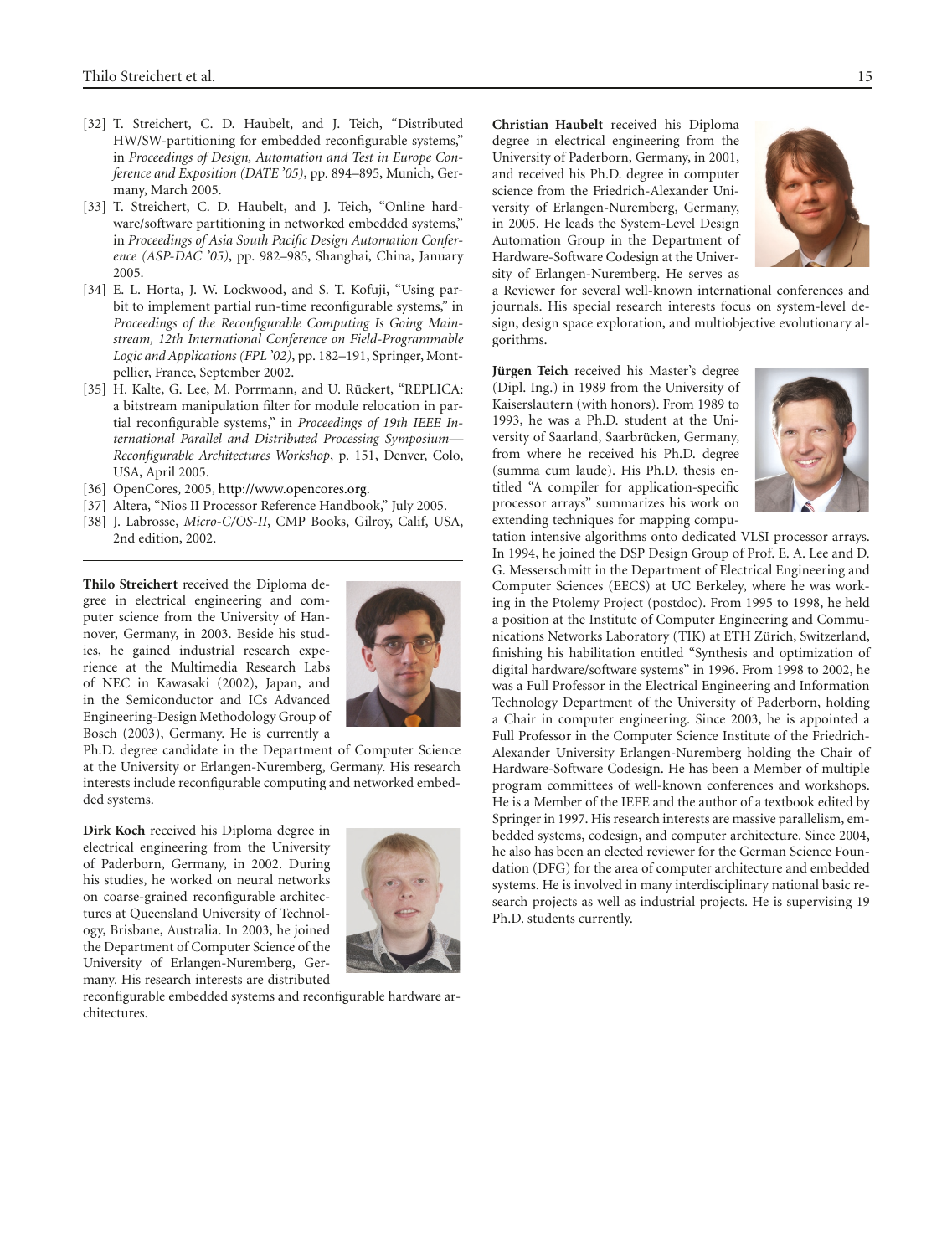[32] T. Streichert, C. D. Haubelt, and J. Teich, "Distributed HW/SW-partitioning for embedded reconfigurable systems," in *Proceedings of Design, Automation and Test in Europe Conference and Exposition (DATE '05)*, pp. 894–895, Munich, Germany, March 2005.

[33] T. Streichert, C. D. Haubelt, and J. Teich, "Online hardware/software partitioning in networked embedded systems," in *Proceedings of Asia South Pacific Design Automation Conference (ASP-DAC '05)*, pp. 982–985, Shanghai, China, January 2005.

[34] E. L. Horta, J. W. Lockwood, and S. T. Kofuji, "Using parbit to implement partial run-time reconfigurable systems," in *Proceedings of the Reconfigurable Computing Is Going Mainstream, 12th International Conference on Field-Programmable Logic and Applications (FPL '02)*, pp. 182–191, Springer, Montpellier, France, September 2002.

[35] H. Kalte, G. Lee, M. Porrmann, and U. Rückert, "REPLICA: a bitstream manipulation filter for module relocation in partial reconfigurable systems," in *Proceedings of 19th IEEE International Parallel and Distributed Processing Symposium—Reconfigurable Architectures Workshop*, p. 151, Denver, Colo, USA, April 2005.

[36] OpenCores, 2005, http://www.opencores.org.

[37] Altera, "Nios II Processor Reference Handbook," July 2005.

[38] J. Labrosse, *Micro-C/OS-II*, CMP Books, Gilroy, Calif, USA, 2nd edition, 2002.

---

**Thilo Streichert** received the Diploma degree in electrical engineering and computer science from the University of Hannover, Germany, in 2003. Beside his studies, he gained industrial research experience at the Multimedia Research Labs of NEC in Kawasaki (2002), Japan, and in the Semiconductor and ICs Advanced Engineering-Design Methodology Group of Bosch (2003), Germany. He is currently a Ph.D. degree candidate in the Department of Computer Science at the University or Erlangen-Nuremberg, Germany. His research interests include reconfigurable computing and networked embedded systems.

**Dirk Koch** received his Diploma degree in electrical engineering from the University of Paderborn, Germany, in 2002. During his studies, he worked on neural networks on coarse-grained reconfigurable architectures at Queensland University of Technology, Brisbane, Australia. In 2003, he joined the Department of Computer Science of the University of Erlangen-Nuremberg, Germany. His research interests are distributed reconfigurable embedded systems and reconfigurable hardware architectures.

**Christian Haubelt** received his Diploma degree in electrical engineering from the University of Paderborn, Germany, in 2001, and received his Ph.D. degree in computer science from the Friedrich-Alexander University of Erlangen-Nuremberg, Germany, in 2005. He leads the System-Level Design Automation Group in the Department of Hardware-Software Codesign at the University of Erlangen-Nuremberg. He serves as a Reviewer for several well-known international conferences and journals. His special research interests focus on system-level design, design space exploration, and multiobjective evolutionary algorithms.

**Jürgen Teich** received his Master's degree (Dipl. Ing.) in 1989 from the University of Kaiserslautern (with honors). From 1989 to 1993, he was a Ph.D. student at the University of Saarland, Saarbrücken, Germany, from where he received his Ph.D. degree (summa cum laude). His Ph.D. thesis entitled "A compiler for application-specific processor arrays" summarizes his work on extending techniques for mapping computation intensive algorithms onto dedicated VLSI processor arrays. In 1994, he joined the DSP Design Group of Prof. E. A. Lee and D. G. Messerschmitt in the Department of Electrical Engineering and Computer Sciences (EECS) at UC Berkeley, where he was working in the Ptolemy Project (postdoc). From 1995 to 1998, he held a position at the Institute of Computer Engineering and Communications Networks Laboratory (TIK) at ETH Zürich, Switzerland, finishing his habilitation entitled "Synthesis and optimization of digital hardware/software systems" in 1996. From 1998 to 2002, he was a Full Professor in the Electrical Engineering and Information Technology Department of the University of Paderborn, holding a Chair in computer engineering. Since 2003, he is appointed a Full Professor in the Computer Science Institute of the Friedrich-Alexander University Erlangen-Nuremberg holding the Chair of Hardware-Software Codesign. He has been a Member of multiple program committees of well-known conferences and workshops. He is a Member of the IEEE and the author of a textbook edited by Springer in 1997. His research interests are massive parallelism, embedded systems, codesign, and computer architecture. Since 2004, he also has been an elected reviewer for the German Science Foundation (DFG) for the area of computer architecture and embedded systems. He is involved in many interdisciplinary national basic research projects as well as industrial projects. He is supervising 19 Ph.D. students currently.